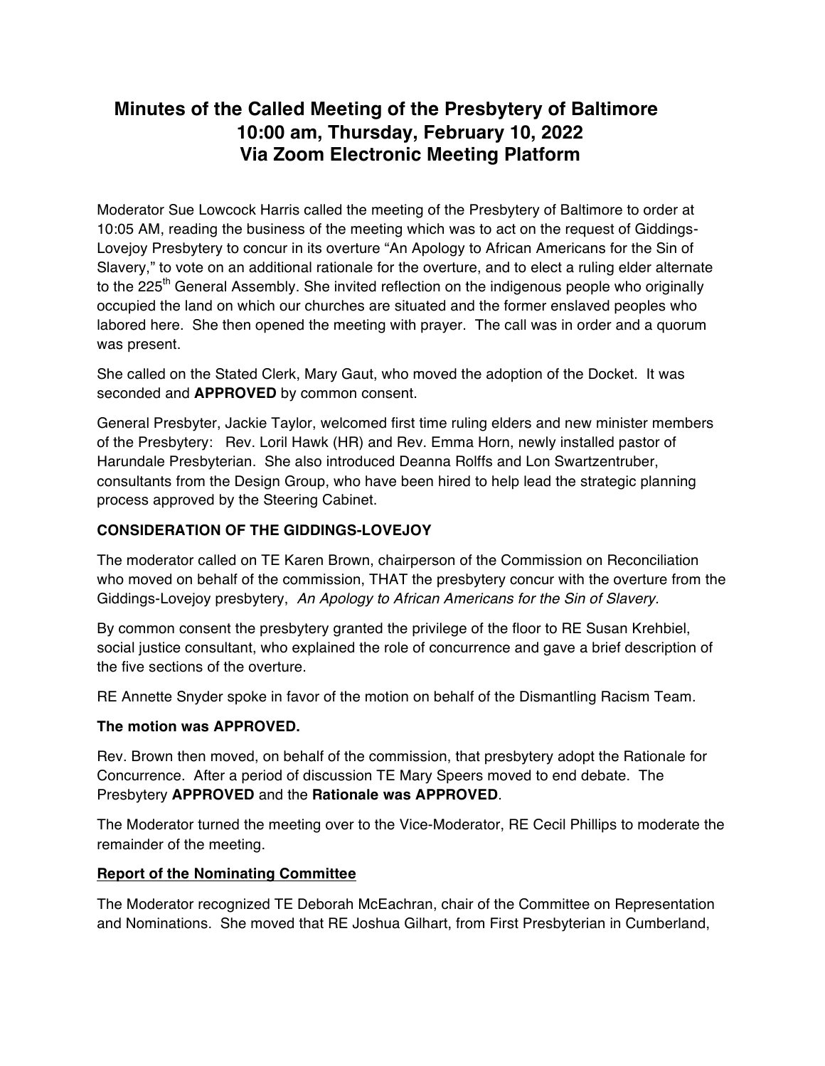# Minutes of the Called Meeting of the Presbytery of Baltimore
## 10:00 am, Thursday, February 10, 2022
## Via Zoom Electronic Meeting Platform

Moderator Sue Lowcock Harris called the meeting of the Presbytery of Baltimore to order at 10:05 AM, reading the business of the meeting which was to act on the request of Giddings-Lovejoy Presbytery to concur in its overture "An Apology to African Americans for the Sin of Slavery," to vote on an additional rationale for the overture, and to elect a ruling elder alternate to the 225th General Assembly. She invited reflection on the indigenous people who originally occupied the land on which our churches are situated and the former enslaved peoples who labored here. She then opened the meeting with prayer. The call was in order and a quorum was present.

She called on the Stated Clerk, Mary Gaut, who moved the adoption of the Docket. It was seconded and **APPROVED** by common consent.

General Presbyter, Jackie Taylor, welcomed first time ruling elders and new minister members of the Presbytery: Rev. Loril Hawk (HR) and Rev. Emma Horn, newly installed pastor of Harundale Presbyterian. She also introduced Deanna Rolffs and Lon Swartzentruber, consultants from the Design Group, who have been hired to help lead the strategic planning process approved by the Steering Cabinet.

**CONSIDERATION OF THE GIDDINGS-LOVEJOY**

The moderator called on TE Karen Brown, chairperson of the Commission on Reconciliation who moved on behalf of the commission, THAT the presbytery concur with the overture from the Giddings-Lovejoy presbytery, *An Apology to African Americans for the Sin of Slavery.*

By common consent the presbytery granted the privilege of the floor to RE Susan Krehbiel, social justice consultant, who explained the role of concurrence and gave a brief description of the five sections of the overture.

RE Annette Snyder spoke in favor of the motion on behalf of the Dismantling Racism Team.

**The motion was APPROVED.**

Rev. Brown then moved, on behalf of the commission, that presbytery adopt the Rationale for Concurrence. After a period of discussion TE Mary Speers moved to end debate. The Presbytery **APPROVED** and the **Rationale was APPROVED**.

The Moderator turned the meeting over to the Vice-Moderator, RE Cecil Phillips to moderate the remainder of the meeting.

**Report of the Nominating Committee**

The Moderator recognized TE Deborah McEachran, chair of the Committee on Representation and Nominations. She moved that RE Joshua Gilhart, from First Presbyterian in Cumberland,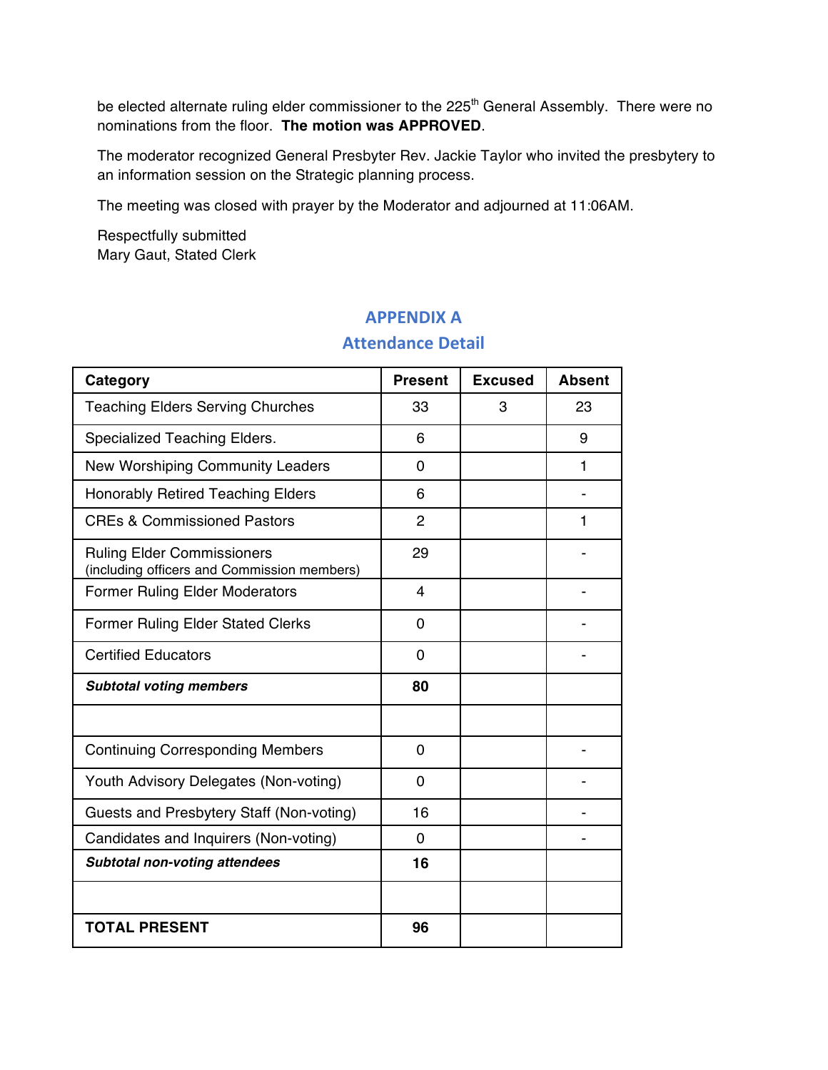be elected alternate ruling elder commissioner to the 225th General Assembly. There were no nominations from the floor. **The motion was APPROVED**.

The moderator recognized General Presbyter Rev. Jackie Taylor who invited the presbytery to an information session on the Strategic planning process.

The meeting was closed with prayer by the Moderator and adjourned at 11:06AM.

Respectfully submitted
Mary Gaut, Stated Clerk

## APPENDIX A
## Attendance Detail

| Category | Present | Excused | Absent |
|---|---|---|---|
| Teaching Elders Serving Churches | 33 | 3 | 23 |
| Specialized Teaching Elders. | 6 | | 9 |
| New Worshiping Community Leaders | 0 | | 1 |
| Honorably Retired Teaching Elders | 6 | | - |
| CREs & Commissioned Pastors | 2 | | 1 |
| Ruling Elder Commissioners (including officers and Commission members) | 29 | | - |
| Former Ruling Elder Moderators | 4 | | - |
| Former Ruling Elder Stated Clerks | 0 | | - |
| Certified Educators | 0 | | - |
| ***Subtotal voting members*** | **80** | | |
| | | | |
| Continuing Corresponding Members | 0 | | - |
| Youth Advisory Delegates (Non-voting) | 0 | | - |
| Guests and Presbytery Staff (Non-voting) | 16 | | - |
| Candidates and Inquirers (Non-voting) | 0 | | - |
| ***Subtotal non-voting attendees*** | **16** | | |
| | | | |
| **TOTAL PRESENT** | **96** | | |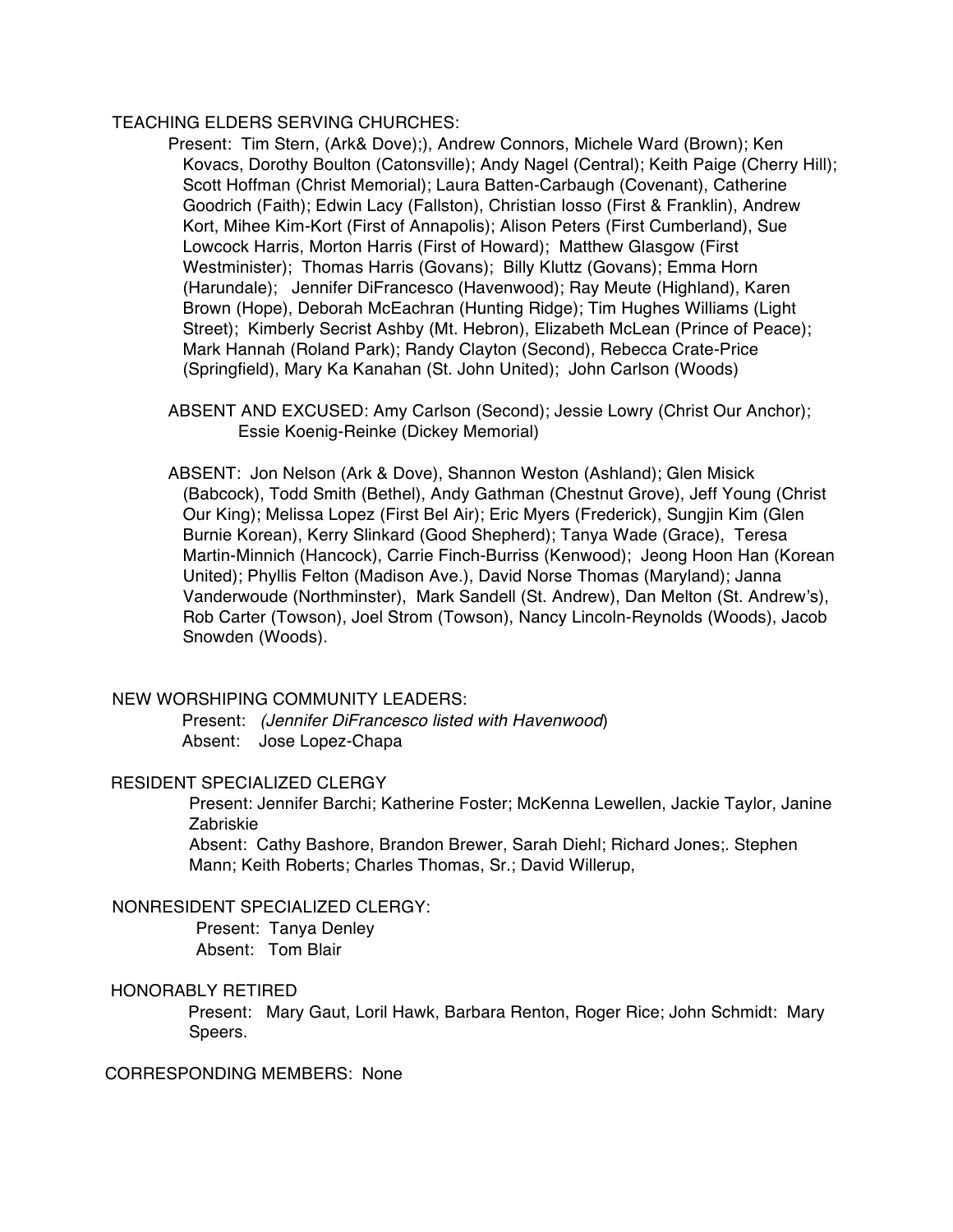TEACHING ELDERS SERVING CHURCHES:

Present: Tim Stern, (Ark& Dove);), Andrew Connors, Michele Ward (Brown); Ken Kovacs, Dorothy Boulton (Catonsville); Andy Nagel (Central); Keith Paige (Cherry Hill); Scott Hoffman (Christ Memorial); Laura Batten-Carbaugh (Covenant), Catherine Goodrich (Faith); Edwin Lacy (Fallston), Christian Iosso (First & Franklin), Andrew Kort, Mihee Kim-Kort (First of Annapolis); Alison Peters (First Cumberland), Sue Lowcock Harris, Morton Harris (First of Howard); Matthew Glasgow (First Westminister); Thomas Harris (Govans); Billy Kluttz (Govans); Emma Horn (Harundale); Jennifer DiFrancesco (Havenwood); Ray Meute (Highland), Karen Brown (Hope), Deborah McEachran (Hunting Ridge); Tim Hughes Williams (Light Street); Kimberly Secrist Ashby (Mt. Hebron), Elizabeth McLean (Prince of Peace); Mark Hannah (Roland Park); Randy Clayton (Second), Rebecca Crate-Price (Springfield), Mary Ka Kanahan (St. John United); John Carlson (Woods)

ABSENT AND EXCUSED: Amy Carlson (Second); Jessie Lowry (Christ Our Anchor); Essie Koenig-Reinke (Dickey Memorial)

ABSENT: Jon Nelson (Ark & Dove), Shannon Weston (Ashland); Glen Misick (Babcock), Todd Smith (Bethel), Andy Gathman (Chestnut Grove), Jeff Young (Christ Our King); Melissa Lopez (First Bel Air); Eric Myers (Frederick), Sungjin Kim (Glen Burnie Korean), Kerry Slinkard (Good Shepherd); Tanya Wade (Grace), Teresa Martin-Minnich (Hancock), Carrie Finch-Burriss (Kenwood); Jeong Hoon Han (Korean United); Phyllis Felton (Madison Ave.), David Norse Thomas (Maryland); Janna Vanderwoude (Northminster), Mark Sandell (St. Andrew), Dan Melton (St. Andrew's), Rob Carter (Towson), Joel Strom (Towson), Nancy Lincoln-Reynolds (Woods), Jacob Snowden (Woods).

NEW WORSHIPING COMMUNITY LEADERS:

Present: *(Jennifer DiFrancesco listed with Havenwood*)
Absent: Jose Lopez-Chapa

RESIDENT SPECIALIZED CLERGY

Present: Jennifer Barchi; Katherine Foster; McKenna Lewellen, Jackie Taylor, Janine Zabriskie
Absent: Cathy Bashore, Brandon Brewer, Sarah Diehl; Richard Jones;. Stephen Mann; Keith Roberts; Charles Thomas, Sr.; David Willerup,

NONRESIDENT SPECIALIZED CLERGY:

Present: Tanya Denley
Absent: Tom Blair

HONORABLY RETIRED

Present: Mary Gaut, Loril Hawk, Barbara Renton, Roger Rice; John Schmidt: Mary Speers.

CORRESPONDING MEMBERS: None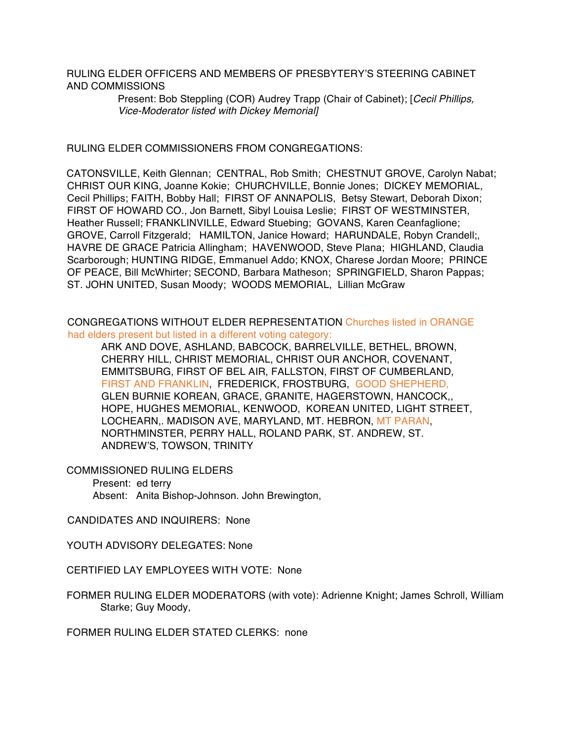RULING ELDER OFFICERS AND MEMBERS OF PRESBYTERY'S STEERING CABINET AND COMMISSIONS

Present: Bob Steppling (COR) Audrey Trapp (Chair of Cabinet); [*Cecil Phillips, Vice-Moderator listed with Dickey Memorial]*

RULING ELDER COMMISSIONERS FROM CONGREGATIONS:

CATONSVILLE, Keith Glennan; CENTRAL, Rob Smith; CHESTNUT GROVE, Carolyn Nabat; CHRIST OUR KING, Joanne Kokie; CHURCHVILLE, Bonnie Jones; DICKEY MEMORIAL, Cecil Phillips; FAITH, Bobby Hall; FIRST OF ANNAPOLIS, Betsy Stewart, Deborah Dixon; FIRST OF HOWARD CO., Jon Barnett, Sibyl Louisa Leslie; FIRST OF WESTMINSTER, Heather Russell; FRANKLINVILLE, Edward Stuebing; GOVANS, Karen Ceanfaglione; GROVE, Carroll Fitzgerald; HAMILTON, Janice Howard; HARUNDALE, Robyn Crandell;, HAVRE DE GRACE Patricia Allingham; HAVENWOOD, Steve Plana; HIGHLAND, Claudia Scarborough; HUNTING RIDGE, Emmanuel Addo; KNOX, Charese Jordan Moore; PRINCE OF PEACE, Bill McWhirter; SECOND, Barbara Matheson; SPRINGFIELD, Sharon Pappas; ST. JOHN UNITED, Susan Moody; WOODS MEMORIAL, Lillian McGraw

CONGREGATIONS WITHOUT ELDER REPRESENTATION Churches listed in ORANGE had elders present but listed in a different voting category:

ARK AND DOVE, ASHLAND, BABCOCK, BARRELVILLE, BETHEL, BROWN, CHERRY HILL, CHRIST MEMORIAL, CHRIST OUR ANCHOR, COVENANT, EMMITSBURG, FIRST OF BEL AIR, FALLSTON, FIRST OF CUMBERLAND, FIRST AND FRANKLIN, FREDERICK, FROSTBURG, GOOD SHEPHERD, GLEN BURNIE KOREAN, GRACE, GRANITE, HAGERSTOWN, HANCOCK,, HOPE, HUGHES MEMORIAL, KENWOOD, KOREAN UNITED, LIGHT STREET, LOCHEARN,. MADISON AVE, MARYLAND, MT. HEBRON, MT PARAN, NORTHMINSTER, PERRY HALL, ROLAND PARK, ST. ANDREW, ST. ANDREW'S, TOWSON, TRINITY

COMMISSIONED RULING ELDERS

Present: ed terry

Absent: Anita Bishop-Johnson. John Brewington,

CANDIDATES AND INQUIRERS: None

YOUTH ADVISORY DELEGATES: None

CERTIFIED LAY EMPLOYEES WITH VOTE: None

FORMER RULING ELDER MODERATORS (with vote): Adrienne Knight; James Schroll, William Starke; Guy Moody,

FORMER RULING ELDER STATED CLERKS: none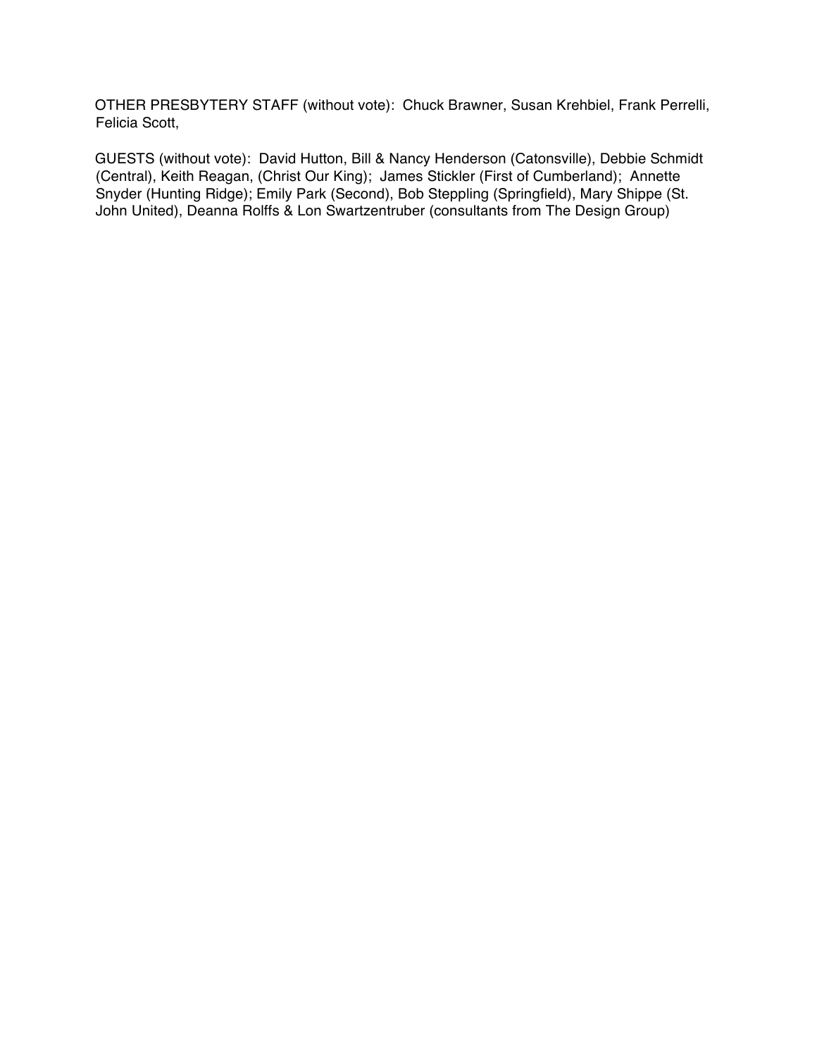OTHER PRESBYTERY STAFF (without vote): Chuck Brawner, Susan Krehbiel, Frank Perrelli, Felicia Scott,

GUESTS (without vote): David Hutton, Bill & Nancy Henderson (Catonsville), Debbie Schmidt (Central), Keith Reagan, (Christ Our King); James Stickler (First of Cumberland); Annette Snyder (Hunting Ridge); Emily Park (Second), Bob Steppling (Springfield), Mary Shippe (St. John United), Deanna Rolffs & Lon Swartzentruber (consultants from The Design Group)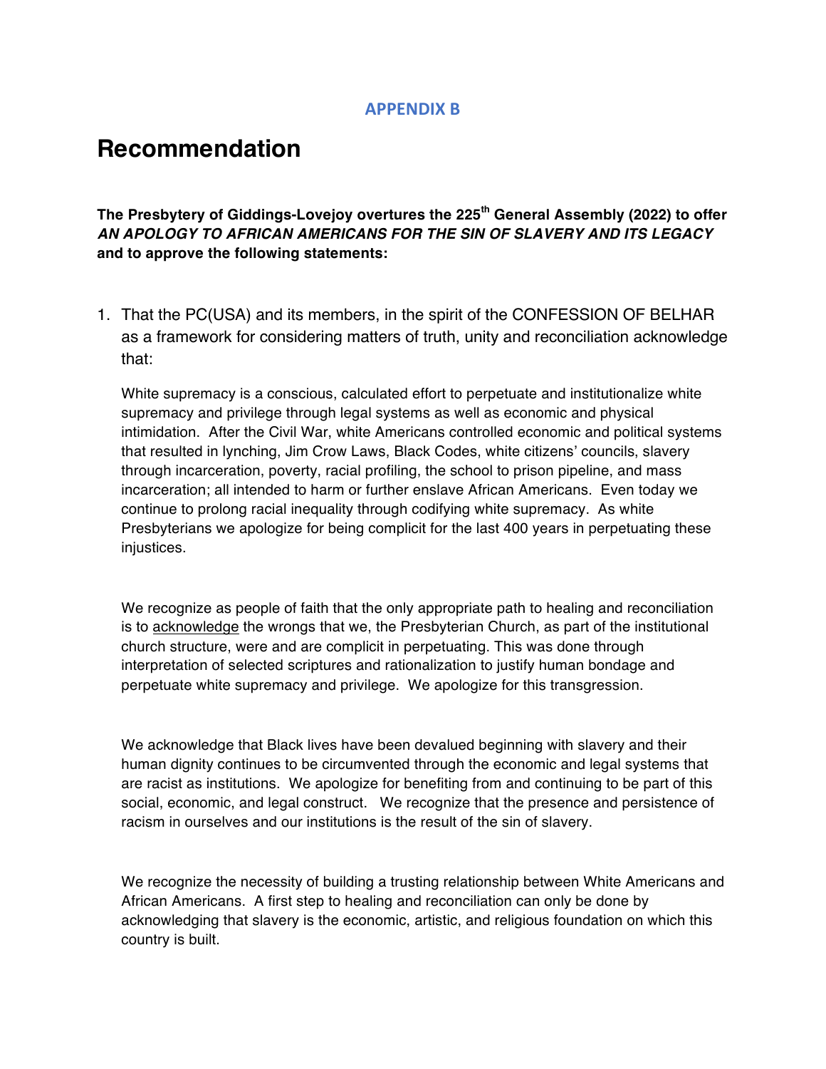## APPENDIX B

# Recommendation

**The Presbytery of Giddings-Lovejoy overtures the 225th General Assembly (2022) to offer *AN APOLOGY TO AFRICAN AMERICANS FOR THE SIN OF SLAVERY AND ITS LEGACY* and to approve the following statements:**

1. That the PC(USA) and its members, in the spirit of the CONFESSION OF BELHAR as a framework for considering matters of truth, unity and reconciliation acknowledge that:

   White supremacy is a conscious, calculated effort to perpetuate and institutionalize white supremacy and privilege through legal systems as well as economic and physical intimidation. After the Civil War, white Americans controlled economic and political systems that resulted in lynching, Jim Crow Laws, Black Codes, white citizens' councils, slavery through incarceration, poverty, racial profiling, the school to prison pipeline, and mass incarceration; all intended to harm or further enslave African Americans. Even today we continue to prolong racial inequality through codifying white supremacy. As white Presbyterians we apologize for being complicit for the last 400 years in perpetuating these injustices.

   We recognize as people of faith that the only appropriate path to healing and reconciliation is to <u>acknowledge</u> the wrongs that we, the Presbyterian Church, as part of the institutional church structure, were and are complicit in perpetuating. This was done through interpretation of selected scriptures and rationalization to justify human bondage and perpetuate white supremacy and privilege. We apologize for this transgression.

   We acknowledge that Black lives have been devalued beginning with slavery and their human dignity continues to be circumvented through the economic and legal systems that are racist as institutions. We apologize for benefiting from and continuing to be part of this social, economic, and legal construct. We recognize that the presence and persistence of racism in ourselves and our institutions is the result of the sin of slavery.

   We recognize the necessity of building a trusting relationship between White Americans and African Americans. A first step to healing and reconciliation can only be done by acknowledging that slavery is the economic, artistic, and religious foundation on which this country is built.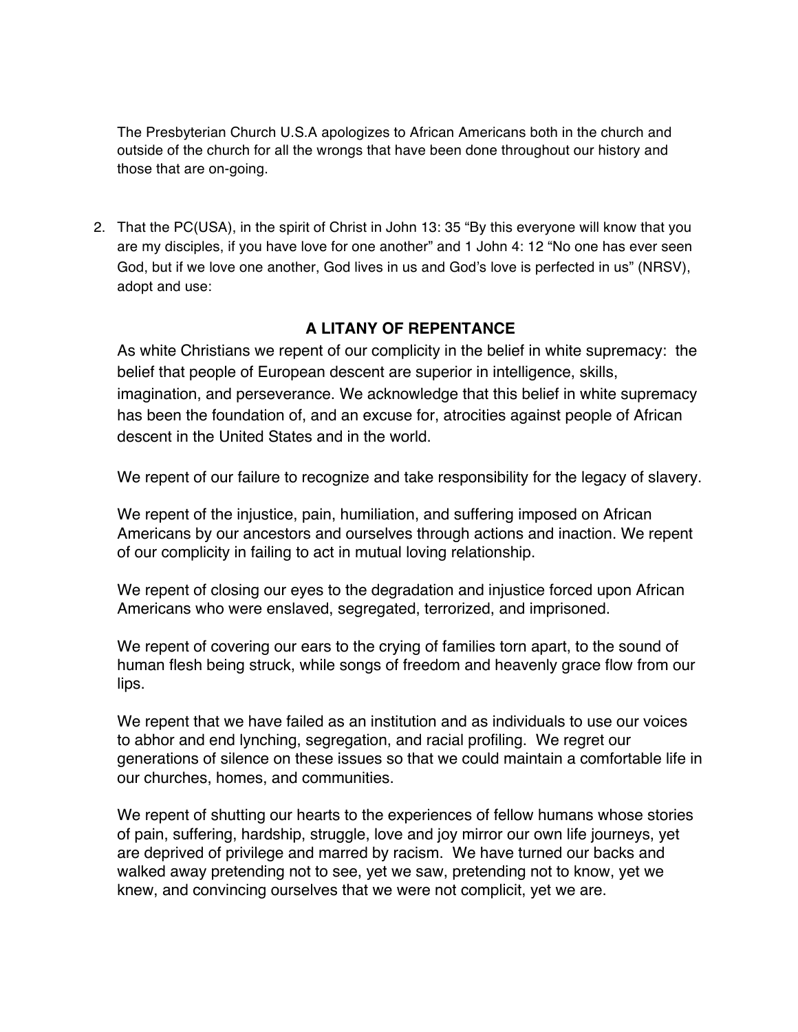The Presbyterian Church U.S.A apologizes to African Americans both in the church and outside of the church for all the wrongs that have been done throughout our history and those that are on-going.

2. That the PC(USA), in the spirit of Christ in John 13: 35 "By this everyone will know that you are my disciples, if you have love for one another" and 1 John 4: 12 "No one has ever seen God, but if we love one another, God lives in us and God's love is perfected in us" (NRSV), adopt and use:

## A LITANY OF REPENTANCE

As white Christians we repent of our complicity in the belief in white supremacy: the belief that people of European descent are superior in intelligence, skills, imagination, and perseverance. We acknowledge that this belief in white supremacy has been the foundation of, and an excuse for, atrocities against people of African descent in the United States and in the world.

We repent of our failure to recognize and take responsibility for the legacy of slavery.

We repent of the injustice, pain, humiliation, and suffering imposed on African Americans by our ancestors and ourselves through actions and inaction. We repent of our complicity in failing to act in mutual loving relationship.

We repent of closing our eyes to the degradation and injustice forced upon African Americans who were enslaved, segregated, terrorized, and imprisoned.

We repent of covering our ears to the crying of families torn apart, to the sound of human flesh being struck, while songs of freedom and heavenly grace flow from our lips.

We repent that we have failed as an institution and as individuals to use our voices to abhor and end lynching, segregation, and racial profiling. We regret our generations of silence on these issues so that we could maintain a comfortable life in our churches, homes, and communities.

We repent of shutting our hearts to the experiences of fellow humans whose stories of pain, suffering, hardship, struggle, love and joy mirror our own life journeys, yet are deprived of privilege and marred by racism. We have turned our backs and walked away pretending not to see, yet we saw, pretending not to know, yet we knew, and convincing ourselves that we were not complicit, yet we are.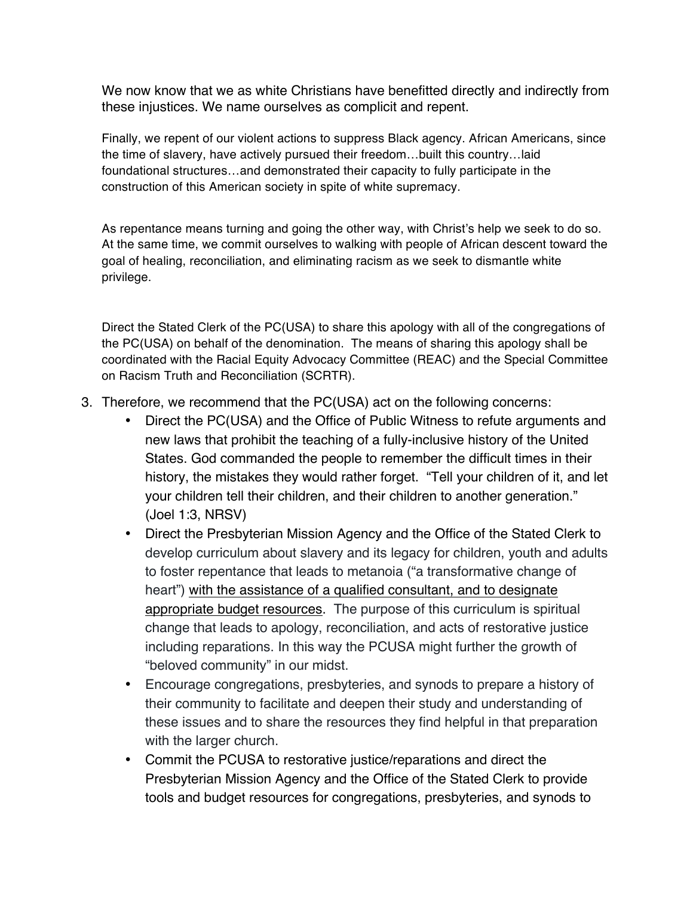We now know that we as white Christians have benefitted directly and indirectly from these injustices. We name ourselves as complicit and repent.

Finally, we repent of our violent actions to suppress Black agency. African Americans, since the time of slavery, have actively pursued their freedom…built this country…laid foundational structures…and demonstrated their capacity to fully participate in the construction of this American society in spite of white supremacy.

As repentance means turning and going the other way, with Christ's help we seek to do so. At the same time, we commit ourselves to walking with people of African descent toward the goal of healing, reconciliation, and eliminating racism as we seek to dismantle white privilege.

Direct the Stated Clerk of the PC(USA) to share this apology with all of the congregations of the PC(USA) on behalf of the denomination. The means of sharing this apology shall be coordinated with the Racial Equity Advocacy Committee (REAC) and the Special Committee on Racism Truth and Reconciliation (SCRTR).

3. Therefore, we recommend that the PC(USA) act on the following concerns:
   - Direct the PC(USA) and the Office of Public Witness to refute arguments and new laws that prohibit the teaching of a fully-inclusive history of the United States. God commanded the people to remember the difficult times in their history, the mistakes they would rather forget. "Tell your children of it, and let your children tell their children, and their children to another generation." (Joel 1:3, NRSV)
   - Direct the Presbyterian Mission Agency and the Office of the Stated Clerk to develop curriculum about slavery and its legacy for children, youth and adults to foster repentance that leads to metanoia ("a transformative change of heart") <u>with the assistance of a qualified consultant, and to designate appropriate budget resources</u>. The purpose of this curriculum is spiritual change that leads to apology, reconciliation, and acts of restorative justice including reparations. In this way the PCUSA might further the growth of "beloved community" in our midst.
   - Encourage congregations, presbyteries, and synods to prepare a history of their community to facilitate and deepen their study and understanding of these issues and to share the resources they find helpful in that preparation with the larger church.
   - Commit the PCUSA to restorative justice/reparations and direct the Presbyterian Mission Agency and the Office of the Stated Clerk to provide tools and budget resources for congregations, presbyteries, and synods to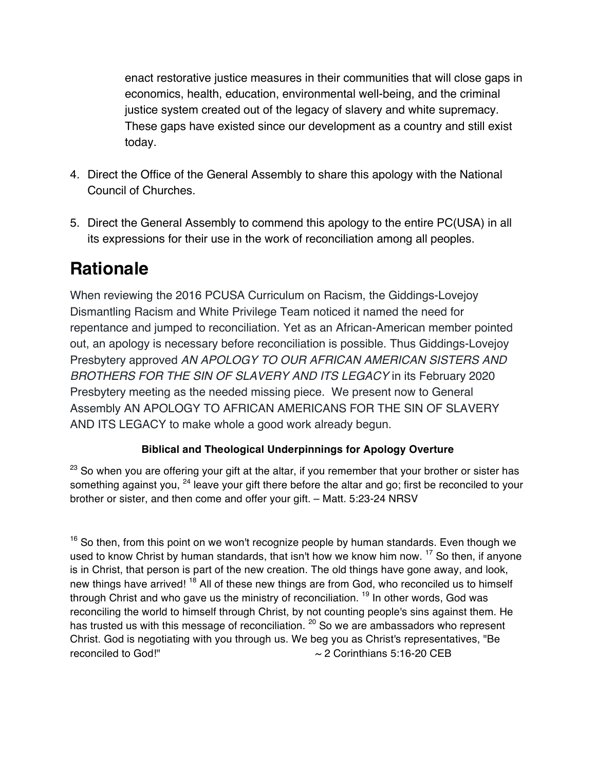enact restorative justice measures in their communities that will close gaps in economics, health, education, environmental well-being, and the criminal justice system created out of the legacy of slavery and white supremacy. These gaps have existed since our development as a country and still exist today.

4. Direct the Office of the General Assembly to share this apology with the National Council of Churches.

5. Direct the General Assembly to commend this apology to the entire PC(USA) in all its expressions for their use in the work of reconciliation among all peoples.

# Rationale

When reviewing the 2016 PCUSA Curriculum on Racism, the Giddings-Lovejoy Dismantling Racism and White Privilege Team noticed it named the need for repentance and jumped to reconciliation. Yet as an African-American member pointed out, an apology is necessary before reconciliation is possible. Thus Giddings-Lovejoy Presbytery approved *AN APOLOGY TO OUR AFRICAN AMERICAN SISTERS AND BROTHERS FOR THE SIN OF SLAVERY AND ITS LEGACY* in its February 2020 Presbytery meeting as the needed missing piece. We present now to General Assembly AN APOLOGY TO AFRICAN AMERICANS FOR THE SIN OF SLAVERY AND ITS LEGACY to make whole a good work already begun.

**Biblical and Theological Underpinnings for Apology Overture**

[23] So when you are offering your gift at the altar, if you remember that your brother or sister has something against you, [24] leave your gift there before the altar and go; first be reconciled to your brother or sister, and then come and offer your gift. – Matt. 5:23-24 NRSV

[16] So then, from this point on we won't recognize people by human standards. Even though we used to know Christ by human standards, that isn't how we know him now. [17] So then, if anyone is in Christ, that person is part of the new creation. The old things have gone away, and look, new things have arrived! [18] All of these new things are from God, who reconciled us to himself through Christ and who gave us the ministry of reconciliation. [19] In other words, God was reconciling the world to himself through Christ, by not counting people's sins against them. He has trusted us with this message of reconciliation. [20] So we are ambassadors who represent Christ. God is negotiating with you through us. We beg you as Christ's representatives, "Be reconciled to God!" ~ 2 Corinthians 5:16-20 CEB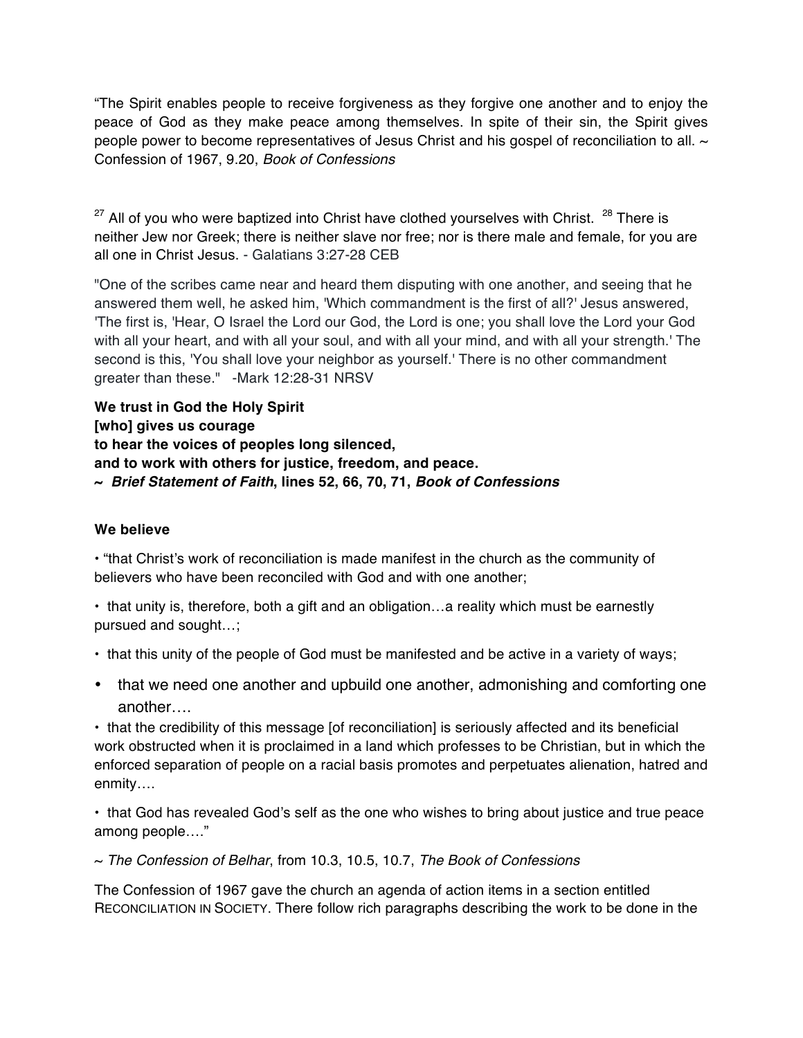"The Spirit enables people to receive forgiveness as they forgive one another and to enjoy the peace of God as they make peace among themselves. In spite of their sin, the Spirit gives people power to become representatives of Jesus Christ and his gospel of reconciliation to all. ~ Confession of 1967, 9.20, *Book of Confessions*

[27] All of you who were baptized into Christ have clothed yourselves with Christ. [28] There is neither Jew nor Greek; there is neither slave nor free; nor is there male and female, for you are all one in Christ Jesus. - Galatians 3:27-28 CEB

"One of the scribes came near and heard them disputing with one another, and seeing that he answered them well, he asked him, 'Which commandment is the first of all?' Jesus answered, 'The first is, 'Hear, O Israel the Lord our God, the Lord is one; you shall love the Lord your God with all your heart, and with all your soul, and with all your mind, and with all your strength.' The second is this, 'You shall love your neighbor as yourself.' There is no other commandment greater than these." -Mark 12:28-31 NRSV

**We trust in God the Holy Spirit**
**[who] gives us courage**
**to hear the voices of peoples long silenced,**
**and to work with others for justice, freedom, and peace.**
**~ *Brief Statement of Faith*, lines 52, 66, 70, 71, *Book of Confessions***

**We believe**

• "that Christ's work of reconciliation is made manifest in the church as the community of believers who have been reconciled with God and with one another;

• that unity is, therefore, both a gift and an obligation…a reality which must be earnestly pursued and sought…;

• that this unity of the people of God must be manifested and be active in a variety of ways;

• that we need one another and upbuild one another, admonishing and comforting one another….

• that the credibility of this message [of reconciliation] is seriously affected and its beneficial work obstructed when it is proclaimed in a land which professes to be Christian, but in which the enforced separation of people on a racial basis promotes and perpetuates alienation, hatred and enmity….

• that God has revealed God's self as the one who wishes to bring about justice and true peace among people…."

~ *The Confession of Belhar*, from 10.3, 10.5, 10.7, *The Book of Confessions*

The Confession of 1967 gave the church an agenda of action items in a section entitled RECONCILIATION IN SOCIETY. There follow rich paragraphs describing the work to be done in the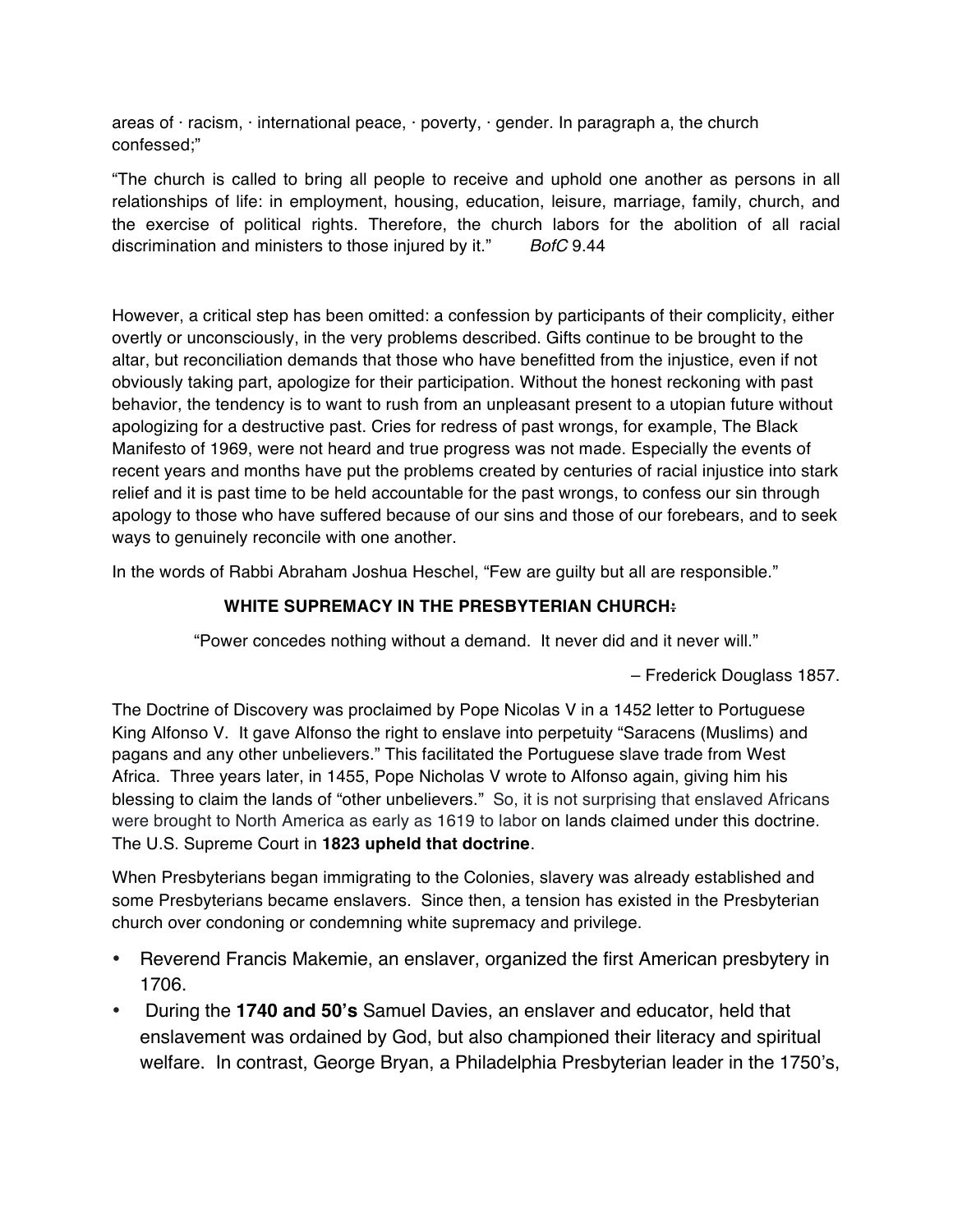areas of · racism, · international peace, · poverty, · gender. In paragraph a, the church confessed;"

"The church is called to bring all people to receive and uphold one another as persons in all relationships of life: in employment, housing, education, leisure, marriage, family, church, and the exercise of political rights. Therefore, the church labors for the abolition of all racial discrimination and ministers to those injured by it." *BofC* 9.44

However, a critical step has been omitted: a confession by participants of their complicity, either overtly or unconsciously, in the very problems described. Gifts continue to be brought to the altar, but reconciliation demands that those who have benefitted from the injustice, even if not obviously taking part, apologize for their participation. Without the honest reckoning with past behavior, the tendency is to want to rush from an unpleasant present to a utopian future without apologizing for a destructive past. Cries for redress of past wrongs, for example, The Black Manifesto of 1969, were not heard and true progress was not made. Especially the events of recent years and months have put the problems created by centuries of racial injustice into stark relief and it is past time to be held accountable for the past wrongs, to confess our sin through apology to those who have suffered because of our sins and those of our forebears, and to seek ways to genuinely reconcile with one another.

In the words of Rabbi Abraham Joshua Heschel, "Few are guilty but all are responsible."

## WHITE SUPREMACY IN THE PRESBYTERIAN CHURCH:

"Power concedes nothing without a demand. It never did and it never will."

– Frederick Douglass 1857.

The Doctrine of Discovery was proclaimed by Pope Nicolas V in a 1452 letter to Portuguese King Alfonso V. It gave Alfonso the right to enslave into perpetuity "Saracens (Muslims) and pagans and any other unbelievers." This facilitated the Portuguese slave trade from West Africa. Three years later, in 1455, Pope Nicholas V wrote to Alfonso again, giving him his blessing to claim the lands of "other unbelievers." So, it is not surprising that enslaved Africans were brought to North America as early as 1619 to labor on lands claimed under this doctrine. The U.S. Supreme Court in **1823 upheld that doctrine**.

When Presbyterians began immigrating to the Colonies, slavery was already established and some Presbyterians became enslavers. Since then, a tension has existed in the Presbyterian church over condoning or condemning white supremacy and privilege.

- Reverend Francis Makemie, an enslaver, organized the first American presbytery in 1706.
- During the **1740 and 50's** Samuel Davies, an enslaver and educator, held that enslavement was ordained by God, but also championed their literacy and spiritual welfare. In contrast, George Bryan, a Philadelphia Presbyterian leader in the 1750's,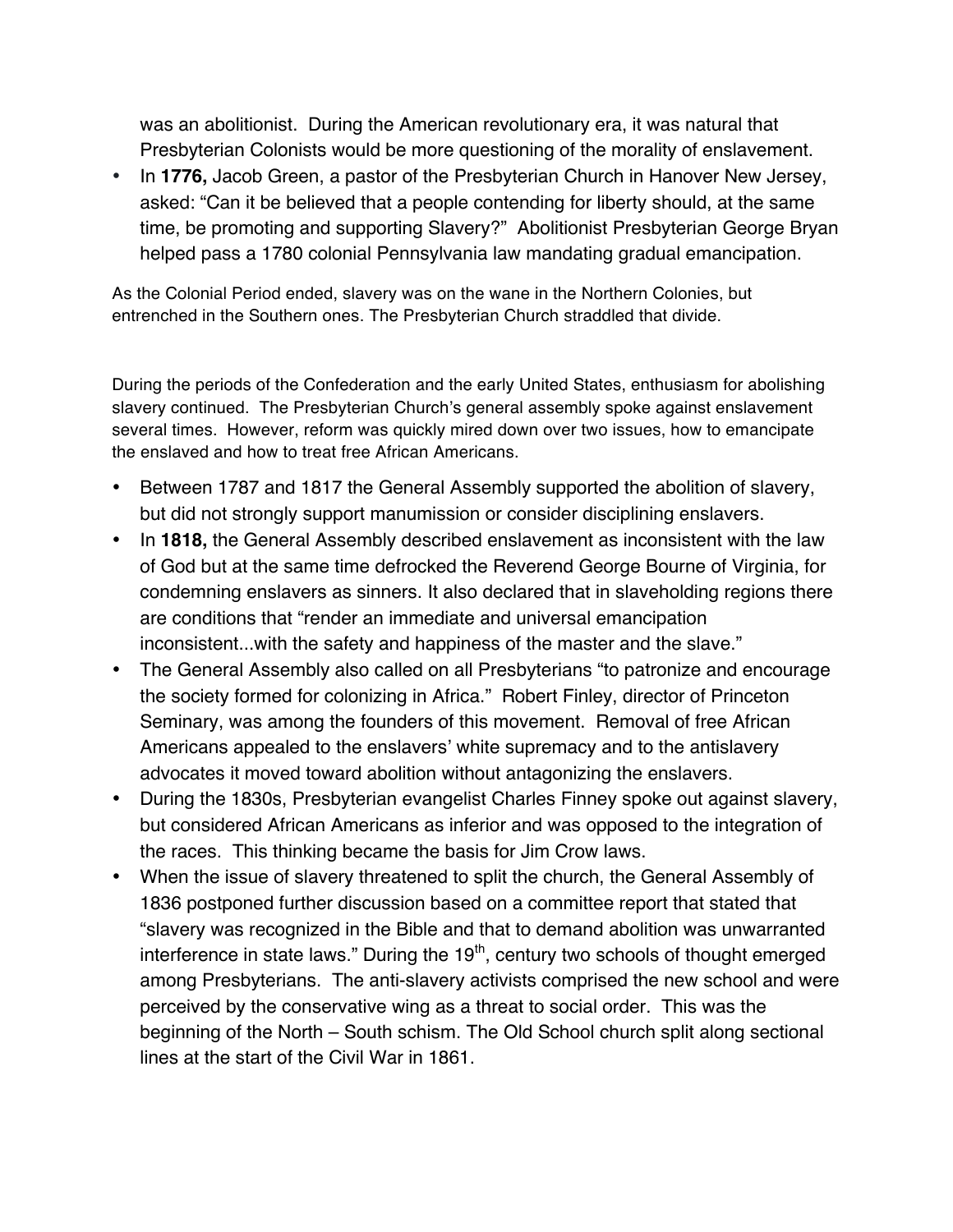was an abolitionist. During the American revolutionary era, it was natural that Presbyterian Colonists would be more questioning of the morality of enslavement.

- In **1776,** Jacob Green, a pastor of the Presbyterian Church in Hanover New Jersey, asked: "Can it be believed that a people contending for liberty should, at the same time, be promoting and supporting Slavery?" Abolitionist Presbyterian George Bryan helped pass a 1780 colonial Pennsylvania law mandating gradual emancipation.

As the Colonial Period ended, slavery was on the wane in the Northern Colonies, but entrenched in the Southern ones. The Presbyterian Church straddled that divide.

During the periods of the Confederation and the early United States, enthusiasm for abolishing slavery continued. The Presbyterian Church's general assembly spoke against enslavement several times. However, reform was quickly mired down over two issues, how to emancipate the enslaved and how to treat free African Americans.

- Between 1787 and 1817 the General Assembly supported the abolition of slavery, but did not strongly support manumission or consider disciplining enslavers.
- In **1818,** the General Assembly described enslavement as inconsistent with the law of God but at the same time defrocked the Reverend George Bourne of Virginia, for condemning enslavers as sinners. It also declared that in slaveholding regions there are conditions that "render an immediate and universal emancipation inconsistent...with the safety and happiness of the master and the slave."
- The General Assembly also called on all Presbyterians "to patronize and encourage the society formed for colonizing in Africa." Robert Finley, director of Princeton Seminary, was among the founders of this movement. Removal of free African Americans appealed to the enslavers' white supremacy and to the antislavery advocates it moved toward abolition without antagonizing the enslavers.
- During the 1830s, Presbyterian evangelist Charles Finney spoke out against slavery, but considered African Americans as inferior and was opposed to the integration of the races. This thinking became the basis for Jim Crow laws.
- When the issue of slavery threatened to split the church, the General Assembly of 1836 postponed further discussion based on a committee report that stated that "slavery was recognized in the Bible and that to demand abolition was unwarranted interference in state laws." During the 19th, century two schools of thought emerged among Presbyterians. The anti-slavery activists comprised the new school and were perceived by the conservative wing as a threat to social order. This was the beginning of the North – South schism. The Old School church split along sectional lines at the start of the Civil War in 1861.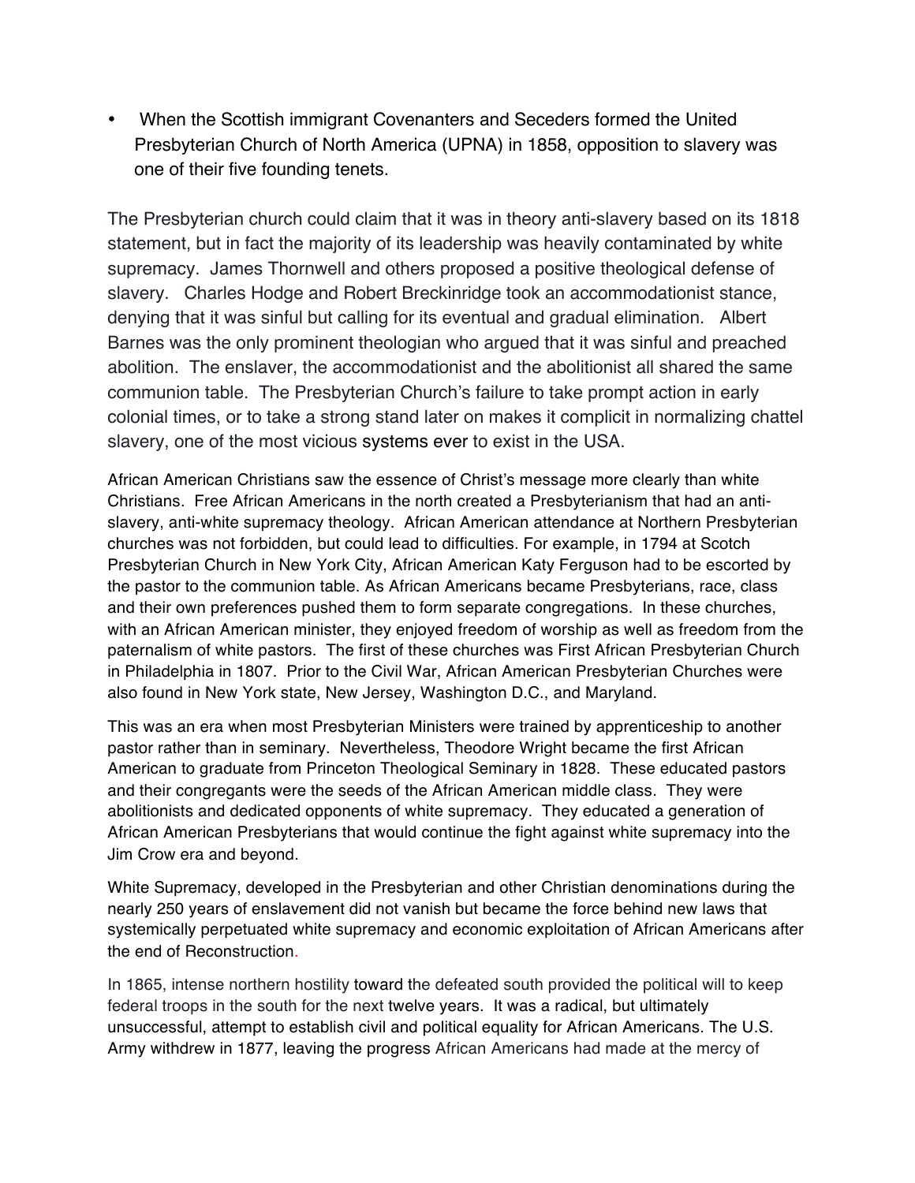- When the Scottish immigrant Covenanters and Seceders formed the United Presbyterian Church of North America (UPNA) in 1858, opposition to slavery was one of their five founding tenets.

The Presbyterian church could claim that it was in theory anti-slavery based on its 1818 statement, but in fact the majority of its leadership was heavily contaminated by white supremacy. James Thornwell and others proposed a positive theological defense of slavery. Charles Hodge and Robert Breckinridge took an accommodationist stance, denying that it was sinful but calling for its eventual and gradual elimination. Albert Barnes was the only prominent theologian who argued that it was sinful and preached abolition. The enslaver, the accommodationist and the abolitionist all shared the same communion table. The Presbyterian Church's failure to take prompt action in early colonial times, or to take a strong stand later on makes it complicit in normalizing chattel slavery, one of the most vicious systems ever to exist in the USA.

African American Christians saw the essence of Christ's message more clearly than white Christians. Free African Americans in the north created a Presbyterianism that had an anti-slavery, anti-white supremacy theology. African American attendance at Northern Presbyterian churches was not forbidden, but could lead to difficulties. For example, in 1794 at Scotch Presbyterian Church in New York City, African American Katy Ferguson had to be escorted by the pastor to the communion table. As African Americans became Presbyterians, race, class and their own preferences pushed them to form separate congregations. In these churches, with an African American minister, they enjoyed freedom of worship as well as freedom from the paternalism of white pastors. The first of these churches was First African Presbyterian Church in Philadelphia in 1807. Prior to the Civil War, African American Presbyterian Churches were also found in New York state, New Jersey, Washington D.C., and Maryland.

This was an era when most Presbyterian Ministers were trained by apprenticeship to another pastor rather than in seminary. Nevertheless, Theodore Wright became the first African American to graduate from Princeton Theological Seminary in 1828. These educated pastors and their congregants were the seeds of the African American middle class. They were abolitionists and dedicated opponents of white supremacy. They educated a generation of African American Presbyterians that would continue the fight against white supremacy into the Jim Crow era and beyond.

White Supremacy, developed in the Presbyterian and other Christian denominations during the nearly 250 years of enslavement did not vanish but became the force behind new laws that systemically perpetuated white supremacy and economic exploitation of African Americans after the end of Reconstruction.

In 1865, intense northern hostility toward the defeated south provided the political will to keep federal troops in the south for the next twelve years. It was a radical, but ultimately unsuccessful, attempt to establish civil and political equality for African Americans. The U.S. Army withdrew in 1877, leaving the progress African Americans had made at the mercy of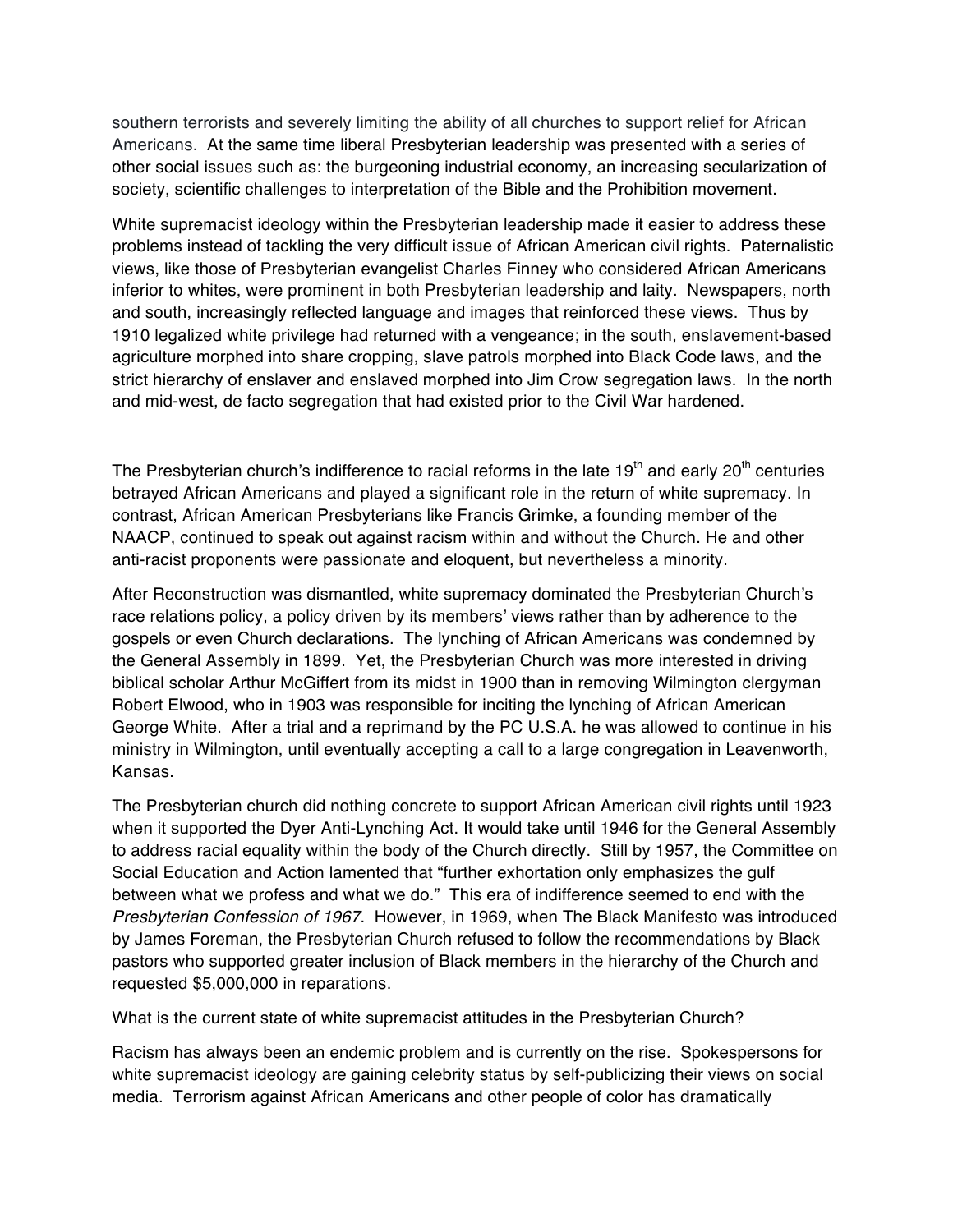southern terrorists and severely limiting the ability of all churches to support relief for African Americans. At the same time liberal Presbyterian leadership was presented with a series of other social issues such as: the burgeoning industrial economy, an increasing secularization of society, scientific challenges to interpretation of the Bible and the Prohibition movement.

White supremacist ideology within the Presbyterian leadership made it easier to address these problems instead of tackling the very difficult issue of African American civil rights. Paternalistic views, like those of Presbyterian evangelist Charles Finney who considered African Americans inferior to whites, were prominent in both Presbyterian leadership and laity. Newspapers, north and south, increasingly reflected language and images that reinforced these views. Thus by 1910 legalized white privilege had returned with a vengeance; in the south, enslavement-based agriculture morphed into share cropping, slave patrols morphed into Black Code laws, and the strict hierarchy of enslaver and enslaved morphed into Jim Crow segregation laws. In the north and mid-west, de facto segregation that had existed prior to the Civil War hardened.

The Presbyterian church's indifference to racial reforms in the late 19th and early 20th centuries betrayed African Americans and played a significant role in the return of white supremacy. In contrast, African American Presbyterians like Francis Grimke, a founding member of the NAACP, continued to speak out against racism within and without the Church. He and other anti-racist proponents were passionate and eloquent, but nevertheless a minority.

After Reconstruction was dismantled, white supremacy dominated the Presbyterian Church's race relations policy, a policy driven by its members' views rather than by adherence to the gospels or even Church declarations. The lynching of African Americans was condemned by the General Assembly in 1899. Yet, the Presbyterian Church was more interested in driving biblical scholar Arthur McGiffert from its midst in 1900 than in removing Wilmington clergyman Robert Elwood, who in 1903 was responsible for inciting the lynching of African American George White. After a trial and a reprimand by the PC U.S.A. he was allowed to continue in his ministry in Wilmington, until eventually accepting a call to a large congregation in Leavenworth, Kansas.

The Presbyterian church did nothing concrete to support African American civil rights until 1923 when it supported the Dyer Anti-Lynching Act. It would take until 1946 for the General Assembly to address racial equality within the body of the Church directly. Still by 1957, the Committee on Social Education and Action lamented that "further exhortation only emphasizes the gulf between what we profess and what we do." This era of indifference seemed to end with the *Presbyterian Confession of 1967*. However, in 1969, when The Black Manifesto was introduced by James Foreman, the Presbyterian Church refused to follow the recommendations by Black pastors who supported greater inclusion of Black members in the hierarchy of the Church and requested $5,000,000 in reparations.

What is the current state of white supremacist attitudes in the Presbyterian Church?

Racism has always been an endemic problem and is currently on the rise. Spokespersons for white supremacist ideology are gaining celebrity status by self-publicizing their views on social media. Terrorism against African Americans and other people of color has dramatically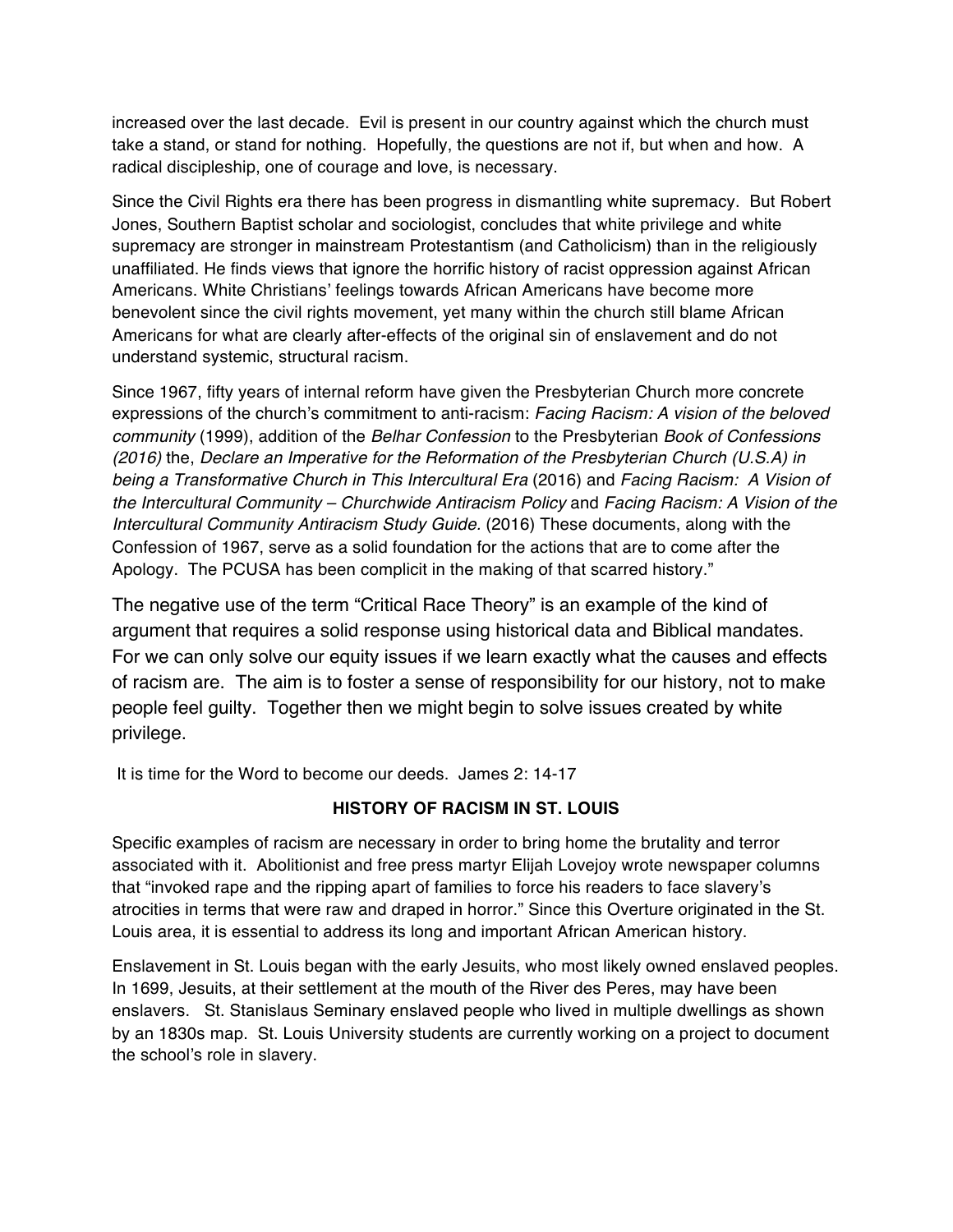increased over the last decade. Evil is present in our country against which the church must take a stand, or stand for nothing. Hopefully, the questions are not if, but when and how. A radical discipleship, one of courage and love, is necessary.

Since the Civil Rights era there has been progress in dismantling white supremacy. But Robert Jones, Southern Baptist scholar and sociologist, concludes that white privilege and white supremacy are stronger in mainstream Protestantism (and Catholicism) than in the religiously unaffiliated. He finds views that ignore the horrific history of racist oppression against African Americans. White Christians' feelings towards African Americans have become more benevolent since the civil rights movement, yet many within the church still blame African Americans for what are clearly after-effects of the original sin of enslavement and do not understand systemic, structural racism.

Since 1967, fifty years of internal reform have given the Presbyterian Church more concrete expressions of the church's commitment to anti-racism: *Facing Racism: A vision of the beloved community* (1999), addition of the *Belhar Confession* to the Presbyterian *Book of Confessions (2016)* the, *Declare an Imperative for the Reformation of the Presbyterian Church (U.S.A) in being a Transformative Church in This Intercultural Era* (2016) and *Facing Racism: A Vision of the Intercultural Community – Churchwide Antiracism Policy* and *Facing Racism: A Vision of the Intercultural Community Antiracism Study Guide.* (2016) These documents, along with the Confession of 1967, serve as a solid foundation for the actions that are to come after the Apology. The PCUSA has been complicit in the making of that scarred history."

The negative use of the term "Critical Race Theory" is an example of the kind of argument that requires a solid response using historical data and Biblical mandates. For we can only solve our equity issues if we learn exactly what the causes and effects of racism are. The aim is to foster a sense of responsibility for our history, not to make people feel guilty. Together then we might begin to solve issues created by white privilege.

It is time for the Word to become our deeds. James 2: 14-17

**HISTORY OF RACISM IN ST. LOUIS**

Specific examples of racism are necessary in order to bring home the brutality and terror associated with it. Abolitionist and free press martyr Elijah Lovejoy wrote newspaper columns that "invoked rape and the ripping apart of families to force his readers to face slavery's atrocities in terms that were raw and draped in horror." Since this Overture originated in the St. Louis area, it is essential to address its long and important African American history.

Enslavement in St. Louis began with the early Jesuits, who most likely owned enslaved peoples. In 1699, Jesuits, at their settlement at the mouth of the River des Peres, may have been enslavers. St. Stanislaus Seminary enslaved people who lived in multiple dwellings as shown by an 1830s map. St. Louis University students are currently working on a project to document the school's role in slavery.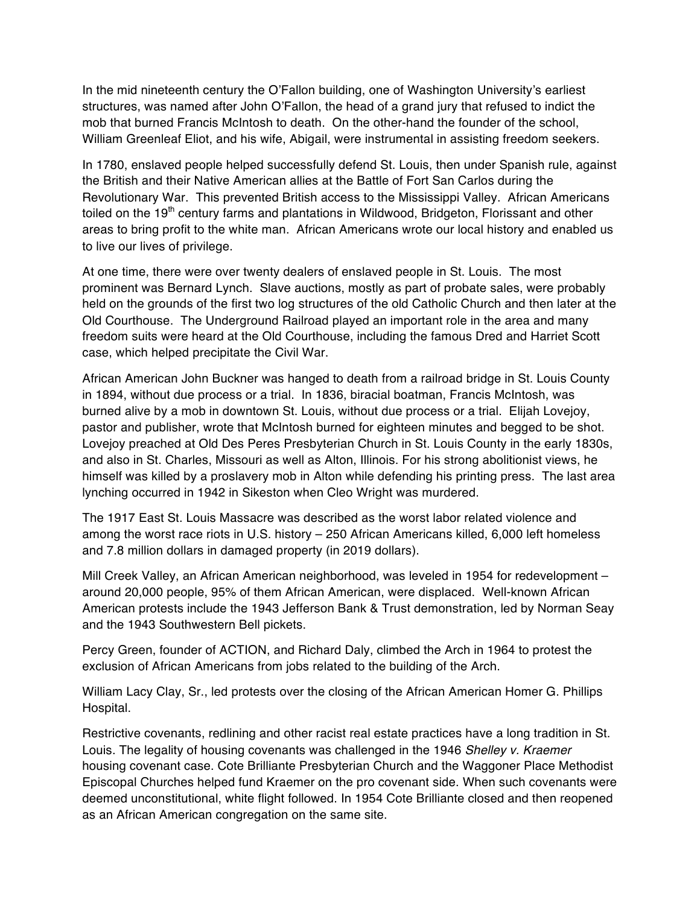In the mid nineteenth century the O'Fallon building, one of Washington University's earliest structures, was named after John O'Fallon, the head of a grand jury that refused to indict the mob that burned Francis McIntosh to death. On the other-hand the founder of the school, William Greenleaf Eliot, and his wife, Abigail, were instrumental in assisting freedom seekers.

In 1780, enslaved people helped successfully defend St. Louis, then under Spanish rule, against the British and their Native American allies at the Battle of Fort San Carlos during the Revolutionary War. This prevented British access to the Mississippi Valley. African Americans toiled on the 19th century farms and plantations in Wildwood, Bridgeton, Florissant and other areas to bring profit to the white man. African Americans wrote our local history and enabled us to live our lives of privilege.

At one time, there were over twenty dealers of enslaved people in St. Louis. The most prominent was Bernard Lynch. Slave auctions, mostly as part of probate sales, were probably held on the grounds of the first two log structures of the old Catholic Church and then later at the Old Courthouse. The Underground Railroad played an important role in the area and many freedom suits were heard at the Old Courthouse, including the famous Dred and Harriet Scott case, which helped precipitate the Civil War.

African American John Buckner was hanged to death from a railroad bridge in St. Louis County in 1894, without due process or a trial. In 1836, biracial boatman, Francis McIntosh, was burned alive by a mob in downtown St. Louis, without due process or a trial. Elijah Lovejoy, pastor and publisher, wrote that McIntosh burned for eighteen minutes and begged to be shot. Lovejoy preached at Old Des Peres Presbyterian Church in St. Louis County in the early 1830s, and also in St. Charles, Missouri as well as Alton, Illinois. For his strong abolitionist views, he himself was killed by a proslavery mob in Alton while defending his printing press. The last area lynching occurred in 1942 in Sikeston when Cleo Wright was murdered.

The 1917 East St. Louis Massacre was described as the worst labor related violence and among the worst race riots in U.S. history – 250 African Americans killed, 6,000 left homeless and 7.8 million dollars in damaged property (in 2019 dollars).

Mill Creek Valley, an African American neighborhood, was leveled in 1954 for redevelopment – around 20,000 people, 95% of them African American, were displaced. Well-known African American protests include the 1943 Jefferson Bank & Trust demonstration, led by Norman Seay and the 1943 Southwestern Bell pickets.

Percy Green, founder of ACTION, and Richard Daly, climbed the Arch in 1964 to protest the exclusion of African Americans from jobs related to the building of the Arch.

William Lacy Clay, Sr., led protests over the closing of the African American Homer G. Phillips Hospital.

Restrictive covenants, redlining and other racist real estate practices have a long tradition in St. Louis. The legality of housing covenants was challenged in the 1946 *Shelley v. Kraemer* housing covenant case. Cote Brilliante Presbyterian Church and the Waggoner Place Methodist Episcopal Churches helped fund Kraemer on the pro covenant side. When such covenants were deemed unconstitutional, white flight followed. In 1954 Cote Brilliante closed and then reopened as an African American congregation on the same site.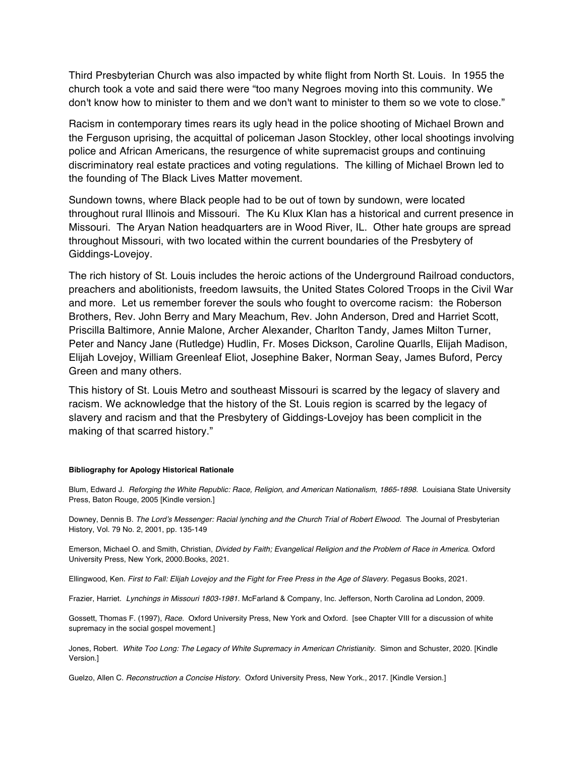Third Presbyterian Church was also impacted by white flight from North St. Louis. In 1955 the church took a vote and said there were "too many Negroes moving into this community. We don't know how to minister to them and we don't want to minister to them so we vote to close."

Racism in contemporary times rears its ugly head in the police shooting of Michael Brown and the Ferguson uprising, the acquittal of policeman Jason Stockley, other local shootings involving police and African Americans, the resurgence of white supremacist groups and continuing discriminatory real estate practices and voting regulations. The killing of Michael Brown led to the founding of The Black Lives Matter movement.

Sundown towns, where Black people had to be out of town by sundown, were located throughout rural Illinois and Missouri. The Ku Klux Klan has a historical and current presence in Missouri. The Aryan Nation headquarters are in Wood River, IL. Other hate groups are spread throughout Missouri, with two located within the current boundaries of the Presbytery of Giddings-Lovejoy.

The rich history of St. Louis includes the heroic actions of the Underground Railroad conductors, preachers and abolitionists, freedom lawsuits, the United States Colored Troops in the Civil War and more. Let us remember forever the souls who fought to overcome racism: the Roberson Brothers, Rev. John Berry and Mary Meachum, Rev. John Anderson, Dred and Harriet Scott, Priscilla Baltimore, Annie Malone, Archer Alexander, Charlton Tandy, James Milton Turner, Peter and Nancy Jane (Rutledge) Hudlin, Fr. Moses Dickson, Caroline Quarlls, Elijah Madison, Elijah Lovejoy, William Greenleaf Eliot, Josephine Baker, Norman Seay, James Buford, Percy Green and many others.

This history of St. Louis Metro and southeast Missouri is scarred by the legacy of slavery and racism. We acknowledge that the history of the St. Louis region is scarred by the legacy of slavery and racism and that the Presbytery of Giddings-Lovejoy has been complicit in the making of that scarred history."

**Bibliography for Apology Historical Rationale**

Blum, Edward J. *Reforging the White Republic: Race, Religion, and American Nationalism, 1865-1898.* Louisiana State University Press, Baton Rouge, 2005 [Kindle version.]

Downey, Dennis B. *The Lord's Messenger: Racial lynching and the Church Trial of Robert Elwood.* The Journal of Presbyterian History, Vol. 79 No. 2, 2001, pp. 135-149

Emerson, Michael O. and Smith, Christian, *Divided by Faith; Evangelical Religion and the Problem of Race in America.* Oxford University Press, New York, 2000.Books, 2021.

Ellingwood, Ken. *First to Fall: Elijah Lovejoy and the Fight for Free Press in the Age of Slavery.* Pegasus Books, 2021.

Frazier, Harriet. *Lynchings in Missouri 1803-1981.* McFarland & Company, Inc. Jefferson, North Carolina ad London, 2009.

Gossett, Thomas F. (1997), *Race.* Oxford University Press, New York and Oxford. [see Chapter VIII for a discussion of white supremacy in the social gospel movement.]

Jones, Robert. *White Too Long: The Legacy of White Supremacy in American Christianity.* Simon and Schuster, 2020. [Kindle Version.]

Guelzo, Allen C. *Reconstruction a Concise History.* Oxford University Press, New York., 2017. [Kindle Version.]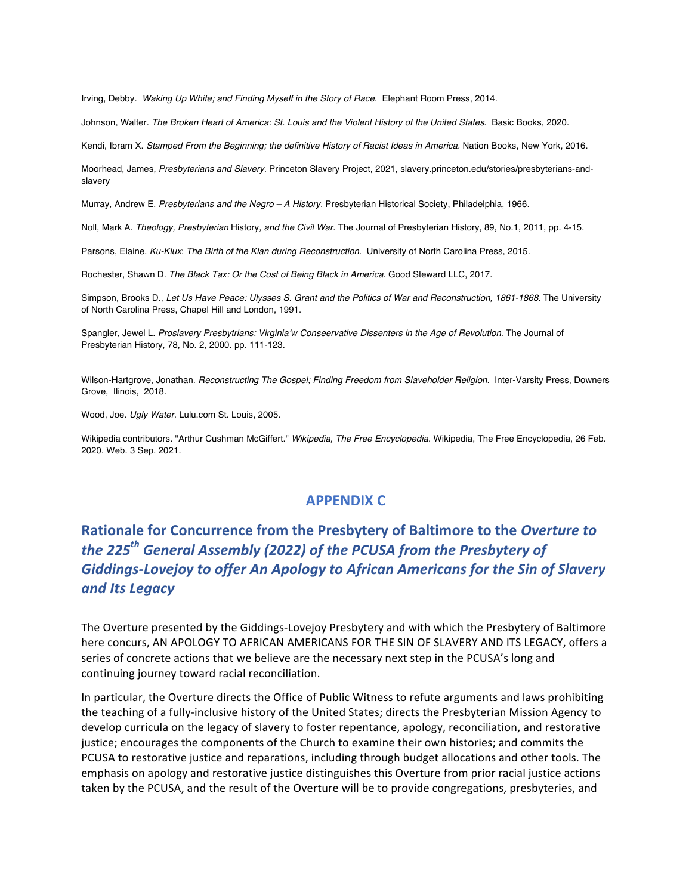Irving, Debby. *Waking Up White; and Finding Myself in the Story of Race.* Elephant Room Press, 2014.

Johnson, Walter. *The Broken Heart of America: St. Louis and the Violent History of the United States.* Basic Books, 2020.

Kendi, Ibram X. *Stamped From the Beginning; the definitive History of Racist Ideas in America.* Nation Books, New York, 2016.

Moorhead, James, *Presbyterians and Slavery.* Princeton Slavery Project, 2021, slavery.princeton.edu/stories/presbyterians-and-slavery

Murray, Andrew E. *Presbyterians and the Negro – A History.* Presbyterian Historical Society, Philadelphia, 1966.

Noll, Mark A. *Theology, Presbyterian* History*, and the Civil War.* The Journal of Presbyterian History, 89, No.1, 2011, pp. 4-15.

Parsons, Elaine. *Ku-Klux*: *The Birth of the Klan during Reconstruction.* University of North Carolina Press, 2015.

Rochester, Shawn D. *The Black Tax: Or the Cost of Being Black in America.* Good Steward LLC, 2017.

Simpson, Brooks D., *Let Us Have Peace: Ulysses S. Grant and the Politics of War and Reconstruction, 1861-1868.* The University of North Carolina Press, Chapel Hill and London, 1991.

Spangler, Jewel L. *Proslavery Presbytrians: Virginia'w Conseervative Dissenters in the Age of Revolution.* The Journal of Presbyterian History, 78, No. 2, 2000. pp. 111-123.

Wilson-Hartgrove, Jonathan. *Reconstructing The Gospel; Finding Freedom from Slaveholder Religion.* Inter-Varsity Press, Downers Grove, Ilinois, 2018.

Wood, Joe. *Ugly Water.* Lulu.com St. Louis, 2005.

Wikipedia contributors. "Arthur Cushman McGiffert." *Wikipedia, The Free Encyclopedia.* Wikipedia, The Free Encyclopedia, 26 Feb. 2020. Web. 3 Sep. 2021.

## APPENDIX C

## Rationale for Concurrence from the Presbytery of Baltimore to the *Overture to the 225th General Assembly (2022) of the PCUSA from the Presbytery of Giddings-Lovejoy to offer An Apology to African Americans for the Sin of Slavery and Its Legacy*

The Overture presented by the Giddings-Lovejoy Presbytery and with which the Presbytery of Baltimore here concurs, AN APOLOGY TO AFRICAN AMERICANS FOR THE SIN OF SLAVERY AND ITS LEGACY, offers a series of concrete actions that we believe are the necessary next step in the PCUSA's long and continuing journey toward racial reconciliation.

In particular, the Overture directs the Office of Public Witness to refute arguments and laws prohibiting the teaching of a fully-inclusive history of the United States; directs the Presbyterian Mission Agency to develop curricula on the legacy of slavery to foster repentance, apology, reconciliation, and restorative justice; encourages the components of the Church to examine their own histories; and commits the PCUSA to restorative justice and reparations, including through budget allocations and other tools. The emphasis on apology and restorative justice distinguishes this Overture from prior racial justice actions taken by the PCUSA, and the result of the Overture will be to provide congregations, presbyteries, and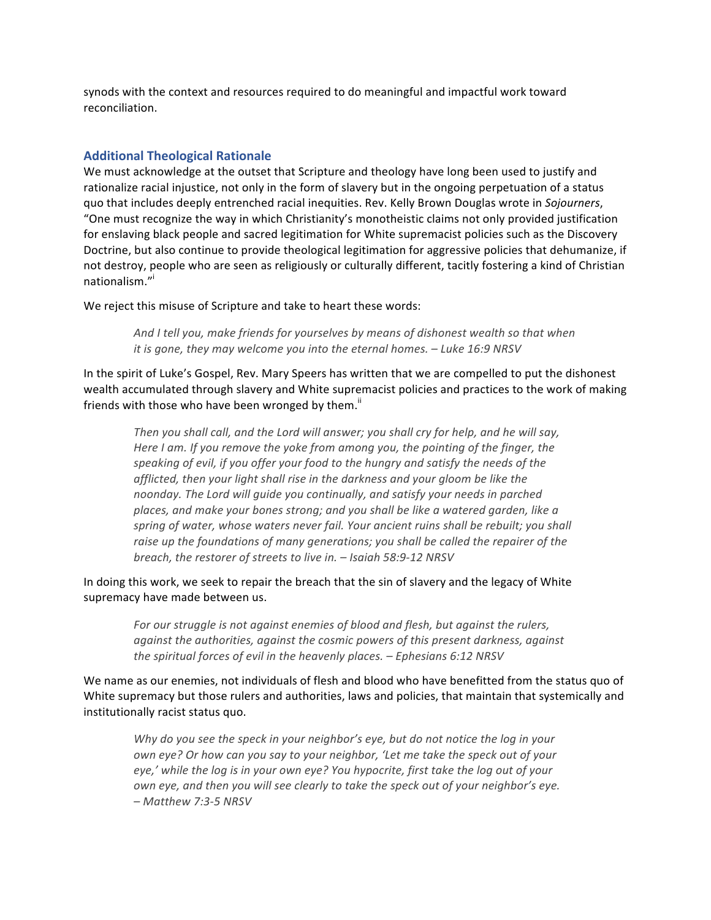synods with the context and resources required to do meaningful and impactful work toward reconciliation.

## Additional Theological Rationale

We must acknowledge at the outset that Scripture and theology have long been used to justify and rationalize racial injustice, not only in the form of slavery but in the ongoing perpetuation of a status quo that includes deeply entrenched racial inequities. Rev. Kelly Brown Douglas wrote in *Sojourners*, "One must recognize the way in which Christianity's monotheistic claims not only provided justification for enslaving black people and sacred legitimation for White supremacist policies such as the Discovery Doctrine, but also continue to provide theological legitimation for aggressive policies that dehumanize, if not destroy, people who are seen as religiously or culturally different, tacitly fostering a kind of Christian nationalism."[i]

We reject this misuse of Scripture and take to heart these words:

> *And I tell you, make friends for yourselves by means of dishonest wealth so that when it is gone, they may welcome you into the eternal homes. – Luke 16:9 NRSV*

In the spirit of Luke's Gospel, Rev. Mary Speers has written that we are compelled to put the dishonest wealth accumulated through slavery and White supremacist policies and practices to the work of making friends with those who have been wronged by them.[ii]

> *Then you shall call, and the Lord will answer; you shall cry for help, and he will say, Here I am. If you remove the yoke from among you, the pointing of the finger, the speaking of evil, if you offer your food to the hungry and satisfy the needs of the afflicted, then your light shall rise in the darkness and your gloom be like the noonday. The Lord will guide you continually, and satisfy your needs in parched places, and make your bones strong; and you shall be like a watered garden, like a spring of water, whose waters never fail. Your ancient ruins shall be rebuilt; you shall raise up the foundations of many generations; you shall be called the repairer of the breach, the restorer of streets to live in. – Isaiah 58:9-12 NRSV*

In doing this work, we seek to repair the breach that the sin of slavery and the legacy of White supremacy have made between us.

> *For our struggle is not against enemies of blood and flesh, but against the rulers, against the authorities, against the cosmic powers of this present darkness, against the spiritual forces of evil in the heavenly places. – Ephesians 6:12 NRSV*

We name as our enemies, not individuals of flesh and blood who have benefitted from the status quo of White supremacy but those rulers and authorities, laws and policies, that maintain that systemically and institutionally racist status quo.

> *Why do you see the speck in your neighbor's eye, but do not notice the log in your own eye? Or how can you say to your neighbor, 'Let me take the speck out of your eye,' while the log is in your own eye? You hypocrite, first take the log out of your own eye, and then you will see clearly to take the speck out of your neighbor's eye. – Matthew 7:3-5 NRSV*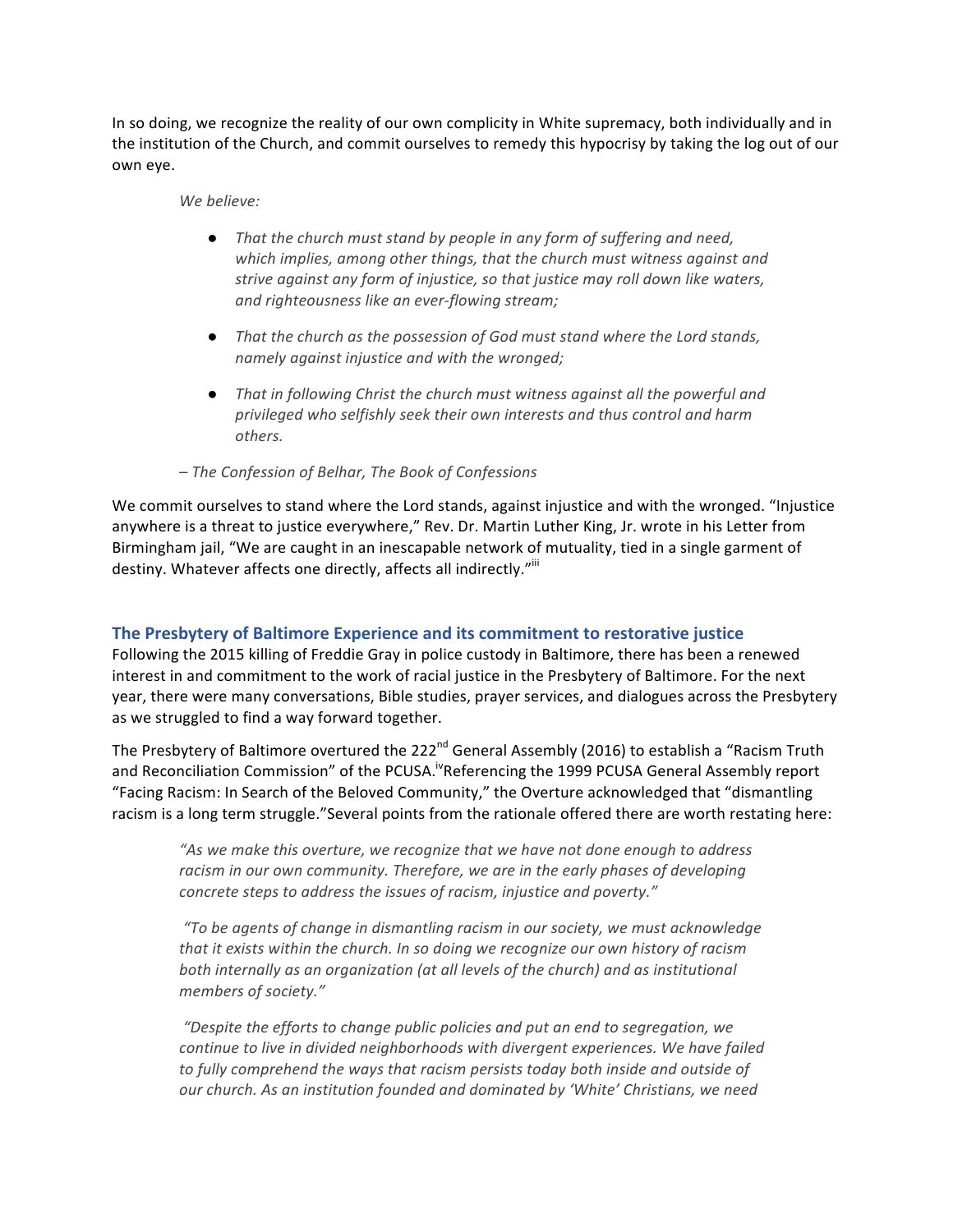In so doing, we recognize the reality of our own complicity in White supremacy, both individually and in the institution of the Church, and commit ourselves to remedy this hypocrisy by taking the log out of our own eye.

> *We believe:*
>
> - *That the church must stand by people in any form of suffering and need, which implies, among other things, that the church must witness against and strive against any form of injustice, so that justice may roll down like waters, and righteousness like an ever-flowing stream;*
>
> - *That the church as the possession of God must stand where the Lord stands, namely against injustice and with the wronged;*
>
> - *That in following Christ the church must witness against all the powerful and privileged who selfishly seek their own interests and thus control and harm others.*
>
> *– The Confession of Belhar, The Book of Confessions*

We commit ourselves to stand where the Lord stands, against injustice and with the wronged. "Injustice anywhere is a threat to justice everywhere," Rev. Dr. Martin Luther King, Jr. wrote in his Letter from Birmingham jail, "We are caught in an inescapable network of mutuality, tied in a single garment of destiny. Whatever affects one directly, affects all indirectly."[iii]

## The Presbytery of Baltimore Experience and its commitment to restorative justice

Following the 2015 killing of Freddie Gray in police custody in Baltimore, there has been a renewed interest in and commitment to the work of racial justice in the Presbytery of Baltimore. For the next year, there were many conversations, Bible studies, prayer services, and dialogues across the Presbytery as we struggled to find a way forward together.

The Presbytery of Baltimore overtured the 222nd General Assembly (2016) to establish a "Racism Truth and Reconciliation Commission" of the PCUSA.[iv]Referencing the 1999 PCUSA General Assembly report "Facing Racism: In Search of the Beloved Community," the Overture acknowledged that "dismantling racism is a long term struggle."Several points from the rationale offered there are worth restating here:

> *"As we make this overture, we recognize that we have not done enough to address racism in our own community. Therefore, we are in the early phases of developing concrete steps to address the issues of racism, injustice and poverty."*
>
> *"To be agents of change in dismantling racism in our society, we must acknowledge that it exists within the church. In so doing we recognize our own history of racism both internally as an organization (at all levels of the church) and as institutional members of society."*
>
> *"Despite the efforts to change public policies and put an end to segregation, we continue to live in divided neighborhoods with divergent experiences. We have failed to fully comprehend the ways that racism persists today both inside and outside of our church. As an institution founded and dominated by 'White' Christians, we need*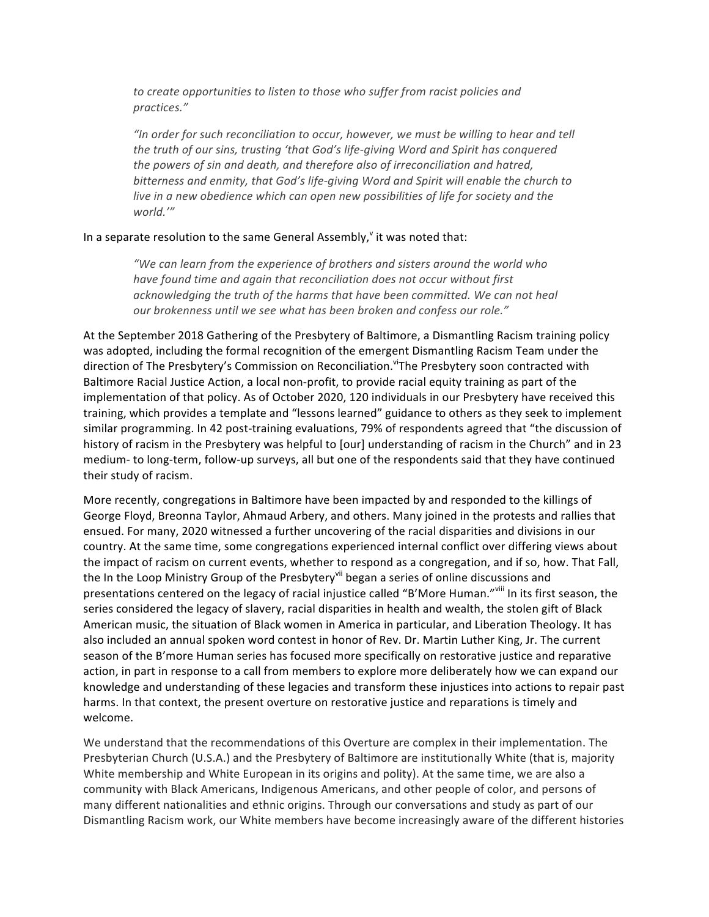*to create opportunities to listen to those who suffer from racist policies and practices."*

*"In order for such reconciliation to occur, however, we must be willing to hear and tell the truth of our sins, trusting 'that God's life-giving Word and Spirit has conquered the powers of sin and death, and therefore also of irreconciliation and hatred, bitterness and enmity, that God's life-giving Word and Spirit will enable the church to live in a new obedience which can open new possibilities of life for society and the world.'"*

In a separate resolution to the same General Assembly,[v] it was noted that:

*"We can learn from the experience of brothers and sisters around the world who have found time and again that reconciliation does not occur without first acknowledging the truth of the harms that have been committed. We can not heal our brokenness until we see what has been broken and confess our role."*

At the September 2018 Gathering of the Presbytery of Baltimore, a Dismantling Racism training policy was adopted, including the formal recognition of the emergent Dismantling Racism Team under the direction of The Presbytery's Commission on Reconciliation.[vi]The Presbytery soon contracted with Baltimore Racial Justice Action, a local non-profit, to provide racial equity training as part of the implementation of that policy. As of October 2020, 120 individuals in our Presbytery have received this training, which provides a template and "lessons learned" guidance to others as they seek to implement similar programming. In 42 post-training evaluations, 79% of respondents agreed that "the discussion of history of racism in the Presbytery was helpful to [our] understanding of racism in the Church" and in 23 medium- to long-term, follow-up surveys, all but one of the respondents said that they have continued their study of racism.

More recently, congregations in Baltimore have been impacted by and responded to the killings of George Floyd, Breonna Taylor, Ahmaud Arbery, and others. Many joined in the protests and rallies that ensued. For many, 2020 witnessed a further uncovering of the racial disparities and divisions in our country. At the same time, some congregations experienced internal conflict over differing views about the impact of racism on current events, whether to respond as a congregation, and if so, how. That Fall, the In the Loop Ministry Group of the Presbytery[vii] began a series of online discussions and presentations centered on the legacy of racial injustice called "B'More Human."[viii] In its first season, the series considered the legacy of slavery, racial disparities in health and wealth, the stolen gift of Black American music, the situation of Black women in America in particular, and Liberation Theology. It has also included an annual spoken word contest in honor of Rev. Dr. Martin Luther King, Jr. The current season of the B'more Human series has focused more specifically on restorative justice and reparative action, in part in response to a call from members to explore more deliberately how we can expand our knowledge and understanding of these legacies and transform these injustices into actions to repair past harms. In that context, the present overture on restorative justice and reparations is timely and welcome.

We understand that the recommendations of this Overture are complex in their implementation. The Presbyterian Church (U.S.A.) and the Presbytery of Baltimore are institutionally White (that is, majority White membership and White European in its origins and polity). At the same time, we are also a community with Black Americans, Indigenous Americans, and other people of color, and persons of many different nationalities and ethnic origins. Through our conversations and study as part of our Dismantling Racism work, our White members have become increasingly aware of the different histories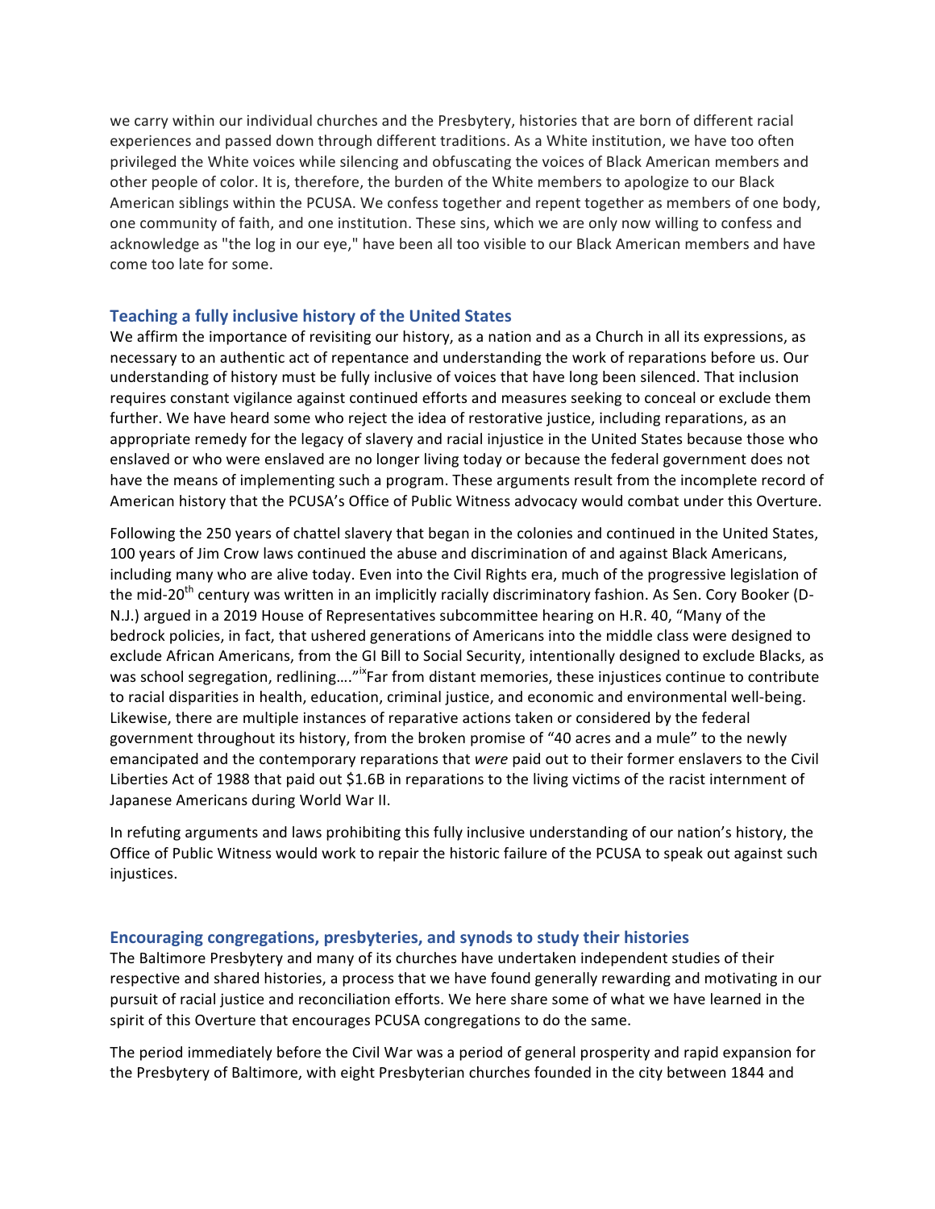we carry within our individual churches and the Presbytery, histories that are born of different racial experiences and passed down through different traditions. As a White institution, we have too often privileged the White voices while silencing and obfuscating the voices of Black American members and other people of color. It is, therefore, the burden of the White members to apologize to our Black American siblings within the PCUSA. We confess together and repent together as members of one body, one community of faith, and one institution. These sins, which we are only now willing to confess and acknowledge as "the log in our eye," have been all too visible to our Black American members and have come too late for some.

### Teaching a fully inclusive history of the United States

We affirm the importance of revisiting our history, as a nation and as a Church in all its expressions, as necessary to an authentic act of repentance and understanding the work of reparations before us. Our understanding of history must be fully inclusive of voices that have long been silenced. That inclusion requires constant vigilance against continued efforts and measures seeking to conceal or exclude them further. We have heard some who reject the idea of restorative justice, including reparations, as an appropriate remedy for the legacy of slavery and racial injustice in the United States because those who enslaved or who were enslaved are no longer living today or because the federal government does not have the means of implementing such a program. These arguments result from the incomplete record of American history that the PCUSA's Office of Public Witness advocacy would combat under this Overture.

Following the 250 years of chattel slavery that began in the colonies and continued in the United States, 100 years of Jim Crow laws continued the abuse and discrimination of and against Black Americans, including many who are alive today. Even into the Civil Rights era, much of the progressive legislation of the mid-20th century was written in an implicitly racially discriminatory fashion. As Sen. Cory Booker (D-N.J.) argued in a 2019 House of Representatives subcommittee hearing on H.R. 40, "Many of the bedrock policies, in fact, that ushered generations of Americans into the middle class were designed to exclude African Americans, from the GI Bill to Social Security, intentionally designed to exclude Blacks, as was school segregation, redlining…."[ix] Far from distant memories, these injustices continue to contribute to racial disparities in health, education, criminal justice, and economic and environmental well-being. Likewise, there are multiple instances of reparative actions taken or considered by the federal government throughout its history, from the broken promise of "40 acres and a mule" to the newly emancipated and the contemporary reparations that *were* paid out to their former enslavers to the Civil Liberties Act of 1988 that paid out $1.6B in reparations to the living victims of the racist internment of Japanese Americans during World War II.

In refuting arguments and laws prohibiting this fully inclusive understanding of our nation's history, the Office of Public Witness would work to repair the historic failure of the PCUSA to speak out against such injustices.

### Encouraging congregations, presbyteries, and synods to study their histories

The Baltimore Presbytery and many of its churches have undertaken independent studies of their respective and shared histories, a process that we have found generally rewarding and motivating in our pursuit of racial justice and reconciliation efforts. We here share some of what we have learned in the spirit of this Overture that encourages PCUSA congregations to do the same.

The period immediately before the Civil War was a period of general prosperity and rapid expansion for the Presbytery of Baltimore, with eight Presbyterian churches founded in the city between 1844 and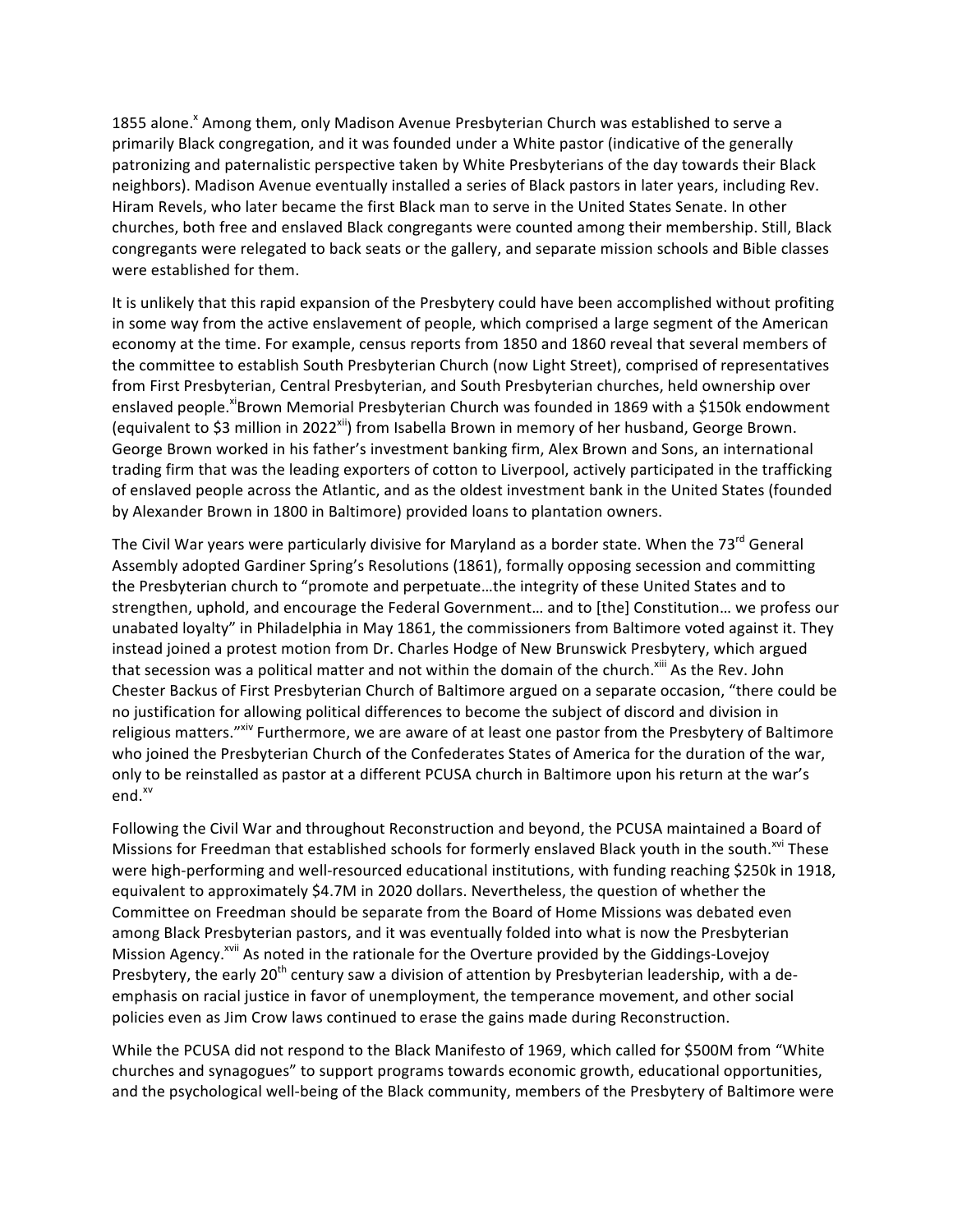1855 alone.[x] Among them, only Madison Avenue Presbyterian Church was established to serve a primarily Black congregation, and it was founded under a White pastor (indicative of the generally patronizing and paternalistic perspective taken by White Presbyterians of the day towards their Black neighbors). Madison Avenue eventually installed a series of Black pastors in later years, including Rev. Hiram Revels, who later became the first Black man to serve in the United States Senate. In other churches, both free and enslaved Black congregants were counted among their membership. Still, Black congregants were relegated to back seats or the gallery, and separate mission schools and Bible classes were established for them.

It is unlikely that this rapid expansion of the Presbytery could have been accomplished without profiting in some way from the active enslavement of people, which comprised a large segment of the American economy at the time. For example, census reports from 1850 and 1860 reveal that several members of the committee to establish South Presbyterian Church (now Light Street), comprised of representatives from First Presbyterian, Central Presbyterian, and South Presbyterian churches, held ownership over enslaved people.[xi]Brown Memorial Presbyterian Church was founded in 1869 with a $150k endowment (equivalent to $3 million in 2022[xii]) from Isabella Brown in memory of her husband, George Brown. George Brown worked in his father's investment banking firm, Alex Brown and Sons, an international trading firm that was the leading exporters of cotton to Liverpool, actively participated in the trafficking of enslaved people across the Atlantic, and as the oldest investment bank in the United States (founded by Alexander Brown in 1800 in Baltimore) provided loans to plantation owners.

The Civil War years were particularly divisive for Maryland as a border state. When the 73rd General Assembly adopted Gardiner Spring's Resolutions (1861), formally opposing secession and committing the Presbyterian church to "promote and perpetuate…the integrity of these United States and to strengthen, uphold, and encourage the Federal Government… and to [the] Constitution… we profess our unabated loyalty" in Philadelphia in May 1861, the commissioners from Baltimore voted against it. They instead joined a protest motion from Dr. Charles Hodge of New Brunswick Presbytery, which argued that secession was a political matter and not within the domain of the church.[xiii] As the Rev. John Chester Backus of First Presbyterian Church of Baltimore argued on a separate occasion, "there could be no justification for allowing political differences to become the subject of discord and division in religious matters."[xiv] Furthermore, we are aware of at least one pastor from the Presbytery of Baltimore who joined the Presbyterian Church of the Confederates States of America for the duration of the war, only to be reinstalled as pastor at a different PCUSA church in Baltimore upon his return at the war's end.[xv]

Following the Civil War and throughout Reconstruction and beyond, the PCUSA maintained a Board of Missions for Freedman that established schools for formerly enslaved Black youth in the south.[xvi] These were high-performing and well-resourced educational institutions, with funding reaching $250k in 1918, equivalent to approximately $4.7M in 2020 dollars. Nevertheless, the question of whether the Committee on Freedman should be separate from the Board of Home Missions was debated even among Black Presbyterian pastors, and it was eventually folded into what is now the Presbyterian Mission Agency.[xvii] As noted in the rationale for the Overture provided by the Giddings-Lovejoy Presbytery, the early 20th century saw a division of attention by Presbyterian leadership, with a de-emphasis on racial justice in favor of unemployment, the temperance movement, and other social policies even as Jim Crow laws continued to erase the gains made during Reconstruction.

While the PCUSA did not respond to the Black Manifesto of 1969, which called for $500M from "White churches and synagogues" to support programs towards economic growth, educational opportunities, and the psychological well-being of the Black community, members of the Presbytery of Baltimore were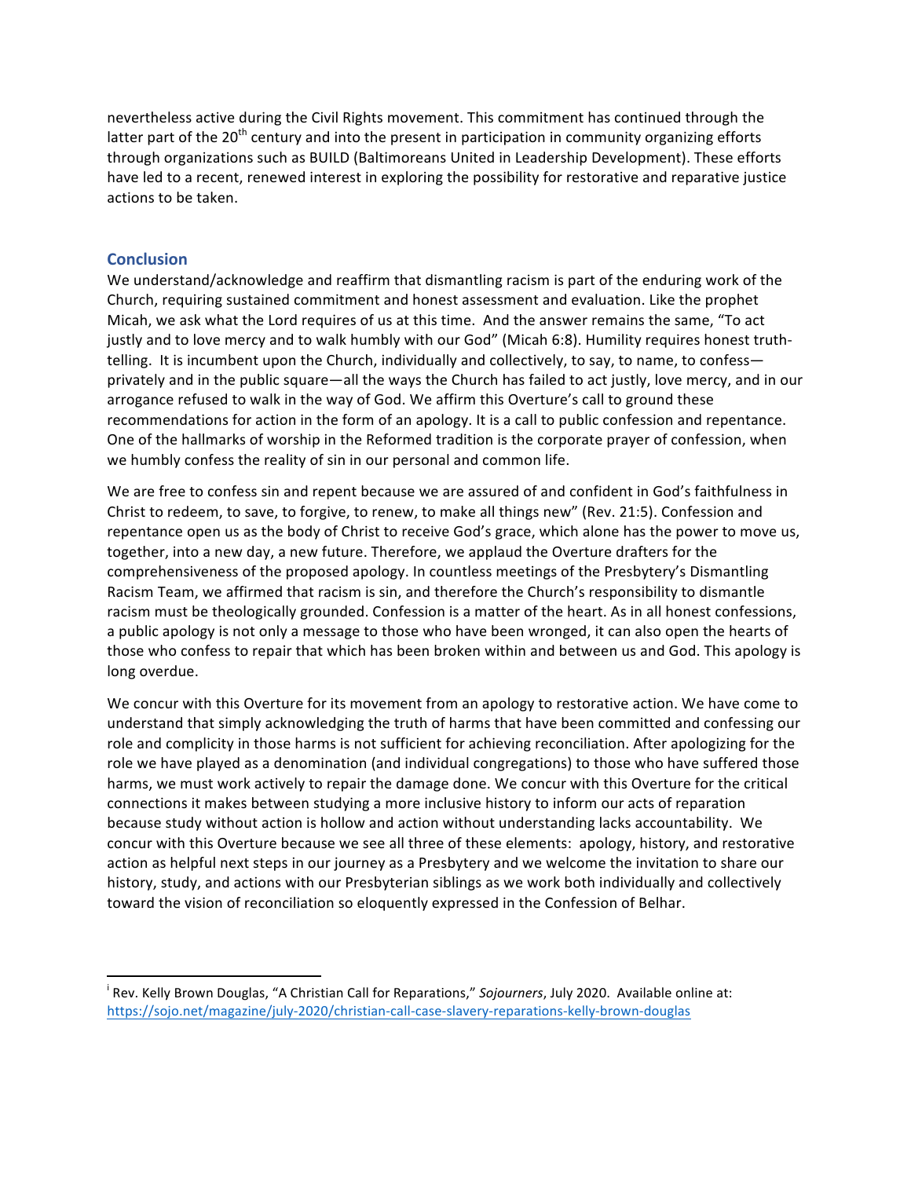nevertheless active during the Civil Rights movement. This commitment has continued through the latter part of the 20th century and into the present in participation in community organizing efforts through organizations such as BUILD (Baltimoreans United in Leadership Development). These efforts have led to a recent, renewed interest in exploring the possibility for restorative and reparative justice actions to be taken.

## Conclusion

We understand/acknowledge and reaffirm that dismantling racism is part of the enduring work of the Church, requiring sustained commitment and honest assessment and evaluation. Like the prophet Micah, we ask what the Lord requires of us at this time. And the answer remains the same, "To act justly and to love mercy and to walk humbly with our God" (Micah 6:8). Humility requires honest truth-telling. It is incumbent upon the Church, individually and collectively, to say, to name, to confess—privately and in the public square—all the ways the Church has failed to act justly, love mercy, and in our arrogance refused to walk in the way of God. We affirm this Overture's call to ground these recommendations for action in the form of an apology. It is a call to public confession and repentance. One of the hallmarks of worship in the Reformed tradition is the corporate prayer of confession, when we humbly confess the reality of sin in our personal and common life.

We are free to confess sin and repent because we are assured of and confident in God's faithfulness in Christ to redeem, to save, to forgive, to renew, to make all things new" (Rev. 21:5). Confession and repentance open us as the body of Christ to receive God's grace, which alone has the power to move us, together, into a new day, a new future. Therefore, we applaud the Overture drafters for the comprehensiveness of the proposed apology. In countless meetings of the Presbytery's Dismantling Racism Team, we affirmed that racism is sin, and therefore the Church's responsibility to dismantle racism must be theologically grounded. Confession is a matter of the heart. As in all honest confessions, a public apology is not only a message to those who have been wronged, it can also open the hearts of those who confess to repair that which has been broken within and between us and God. This apology is long overdue.

We concur with this Overture for its movement from an apology to restorative action. We have come to understand that simply acknowledging the truth of harms that have been committed and confessing our role and complicity in those harms is not sufficient for achieving reconciliation. After apologizing for the role we have played as a denomination (and individual congregations) to those who have suffered those harms, we must work actively to repair the damage done. We concur with this Overture for the critical connections it makes between studying a more inclusive history to inform our acts of reparation because study without action is hollow and action without understanding lacks accountability. We concur with this Overture because we see all three of these elements: apology, history, and restorative action as helpful next steps in our journey as a Presbytery and we welcome the invitation to share our history, study, and actions with our Presbyterian siblings as we work both individually and collectively toward the vision of reconciliation so eloquently expressed in the Confession of Belhar.

---

[i] Rev. Kelly Brown Douglas, "A Christian Call for Reparations," *Sojourners*, July 2020. Available online at: https://sojo.net/magazine/july-2020/christian-call-case-slavery-reparations-kelly-brown-douglas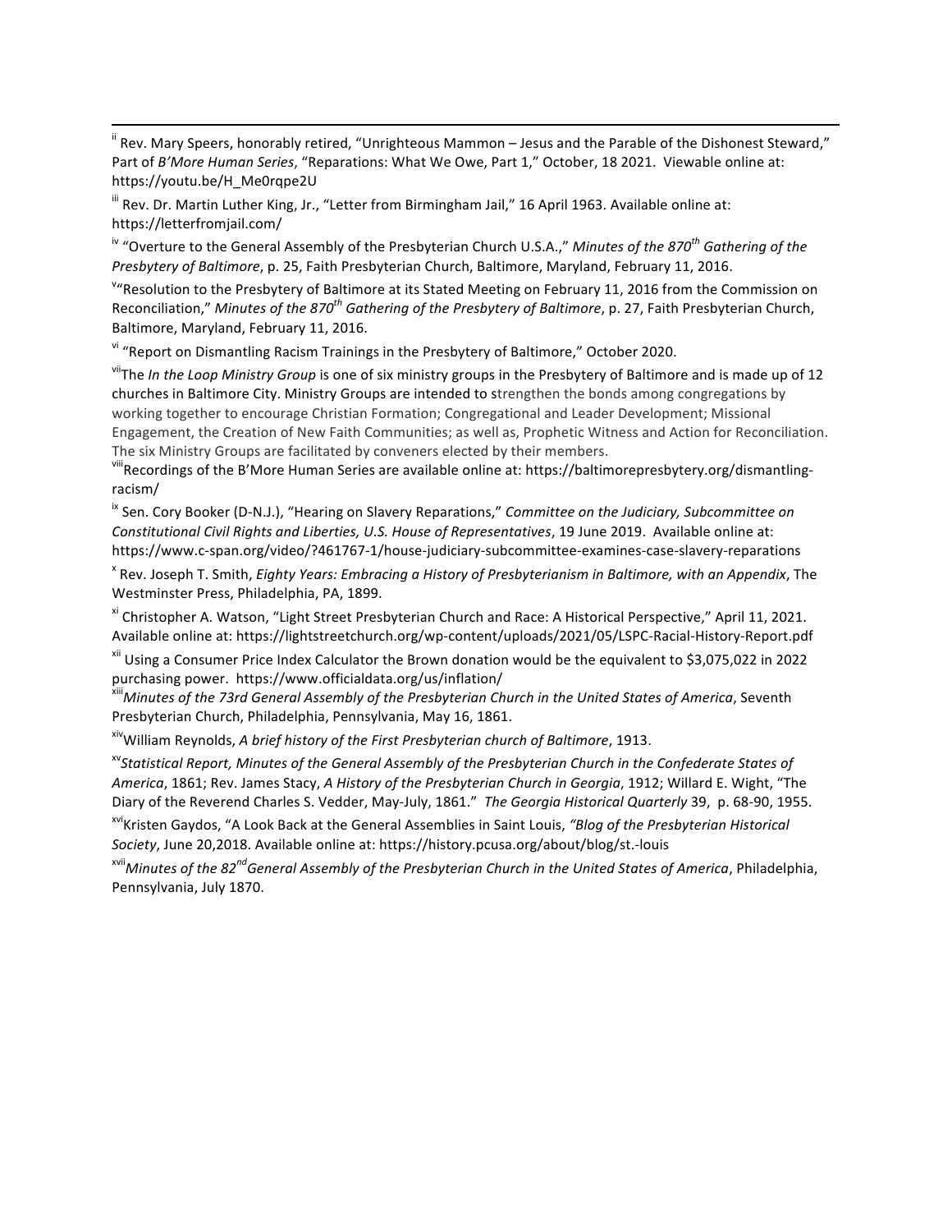---

[ii] Rev. Mary Speers, honorably retired, "Unrighteous Mammon – Jesus and the Parable of the Dishonest Steward," Part of *B'More Human Series*, "Reparations: What We Owe, Part 1," October, 18 2021. Viewable online at: https://youtu.be/H_Me0rqpe2U

[iii] Rev. Dr. Martin Luther King, Jr., "Letter from Birmingham Jail," 16 April 1963. Available online at: https://letterfromjail.com/

[iv] "Overture to the General Assembly of the Presbyterian Church U.S.A.," *Minutes of the 870th Gathering of the Presbytery of Baltimore*, p. 25, Faith Presbyterian Church, Baltimore, Maryland, February 11, 2016.

[v] "Resolution to the Presbytery of Baltimore at its Stated Meeting on February 11, 2016 from the Commission on Reconciliation," *Minutes of the 870th Gathering of the Presbytery of Baltimore*, p. 27, Faith Presbyterian Church, Baltimore, Maryland, February 11, 2016.

[vi] "Report on Dismantling Racism Trainings in the Presbytery of Baltimore," October 2020.

[vii] The *In the Loop Ministry Group* is one of six ministry groups in the Presbytery of Baltimore and is made up of 12 churches in Baltimore City. Ministry Groups are intended to strengthen the bonds among congregations by working together to encourage Christian Formation; Congregational and Leader Development; Missional Engagement, the Creation of New Faith Communities; as well as, Prophetic Witness and Action for Reconciliation. The six Ministry Groups are facilitated by conveners elected by their members.

[viii] Recordings of the B'More Human Series are available online at: https://baltimorepresbytery.org/dismantling-racism/

[ix] Sen. Cory Booker (D-N.J.), "Hearing on Slavery Reparations," *Committee on the Judiciary, Subcommittee on Constitutional Civil Rights and Liberties, U.S. House of Representatives*, 19 June 2019. Available online at: https://www.c-span.org/video/?461767-1/house-judiciary-subcommittee-examines-case-slavery-reparations

[x] Rev. Joseph T. Smith, *Eighty Years: Embracing a History of Presbyterianism in Baltimore, with an Appendix*, The Westminster Press, Philadelphia, PA, 1899.

[xi] Christopher A. Watson, "Light Street Presbyterian Church and Race: A Historical Perspective," April 11, 2021. Available online at: https://lightstreetchurch.org/wp-content/uploads/2021/05/LSPC-Racial-History-Report.pdf

[xii] Using a Consumer Price Index Calculator the Brown donation would be the equivalent to $3,075,022 in 2022 purchasing power. https://www.officialdata.org/us/inflation/

[xiii] *Minutes of the 73rd General Assembly of the Presbyterian Church in the United States of America*, Seventh Presbyterian Church, Philadelphia, Pennsylvania, May 16, 1861.

[xiv] William Reynolds, *A brief history of the First Presbyterian church of Baltimore*, 1913.

[xv] *Statistical Report, Minutes of the General Assembly of the Presbyterian Church in the Confederate States of America*, 1861; Rev. James Stacy, *A History of the Presbyterian Church in Georgia*, 1912; Willard E. Wight, "The Diary of the Reverend Charles S. Vedder, May-July, 1861." *The Georgia Historical Quarterly* 39, p. 68-90, 1955.

[xvi] Kristen Gaydos, "A Look Back at the General Assemblies in Saint Louis, *"Blog of the Presbyterian Historical Society*, June 20,2018. Available online at: https://history.pcusa.org/about/blog/st.-louis

[xvii] *Minutes of the 82nd General Assembly of the Presbyterian Church in the United States of America*, Philadelphia, Pennsylvania, July 1870.